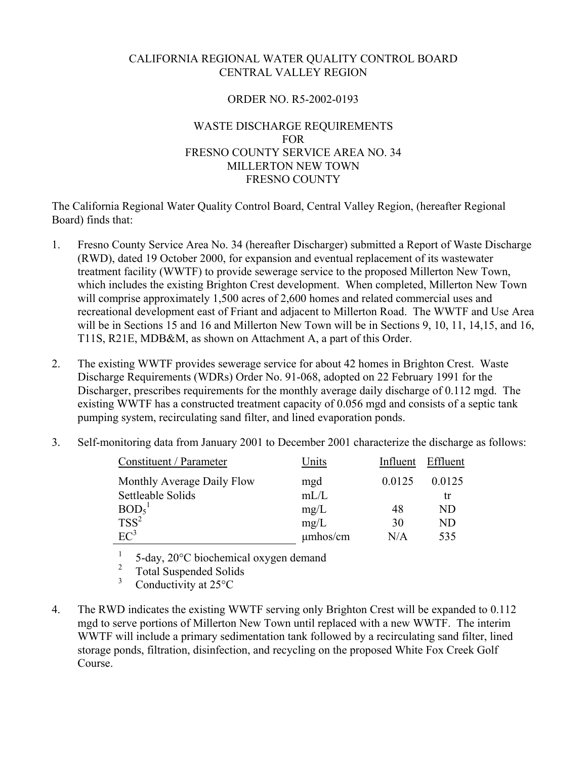CALIFORNIA REGIONAL WATER QUALITY CONTROL BOARD
CENTRAL VALLEY REGION

ORDER NO. R5-2002-0193

WASTE DISCHARGE REQUIREMENTS
FOR
FRESNO COUNTY SERVICE AREA NO. 34
MILLERTON NEW TOWN
FRESNO COUNTY

The California Regional Water Quality Control Board, Central Valley Region, (hereafter Regional Board) finds that:

1. Fresno County Service Area No. 34 (hereafter Discharger) submitted a Report of Waste Discharge (RWD), dated 19 October 2000, for expansion and eventual replacement of its wastewater treatment facility (WWTF) to provide sewerage service to the proposed Millerton New Town, which includes the existing Brighton Crest development. When completed, Millerton New Town will comprise approximately 1,500 acres of 2,600 homes and related commercial uses and recreational development east of Friant and adjacent to Millerton Road. The WWTF and Use Area will be in Sections 15 and 16 and Millerton New Town will be in Sections 9, 10, 11, 14,15, and 16, T11S, R21E, MDB&M, as shown on Attachment A, a part of this Order.

2. The existing WWTF provides sewerage service for about 42 homes in Brighton Crest. Waste Discharge Requirements (WDRs) Order No. 91-068, adopted on 22 February 1991 for the Discharger, prescribes requirements for the monthly average daily discharge of 0.112 mgd. The existing WWTF has a constructed treatment capacity of 0.056 mgd and consists of a septic tank pumping system, recirculating sand filter, and lined evaporation ponds.

3. Self-monitoring data from January 2001 to December 2001 characterize the discharge as follows:

| Constituent / Parameter | Units | Influent | Effluent |
|---|---|---|---|
| Monthly Average Daily Flow | mgd | 0.0125 | 0.0125 |
| Settleable Solids | mL/L | | tr |
| $BOD_5$[1] | mg/L | 48 | ND |
| TSS[2] | mg/L | 30 | ND |
| EC[3] | µmhos/cm | N/A | 535 |

[1] 5-day, 20°C biochemical oxygen demand
[2] Total Suspended Solids
[3] Conductivity at 25°C

4. The RWD indicates the existing WWTF serving only Brighton Crest will be expanded to 0.112 mgd to serve portions of Millerton New Town until replaced with a new WWTF. The interim WWTF will include a primary sedimentation tank followed by a recirculating sand filter, lined storage ponds, filtration, disinfection, and recycling on the proposed White Fox Creek Golf Course.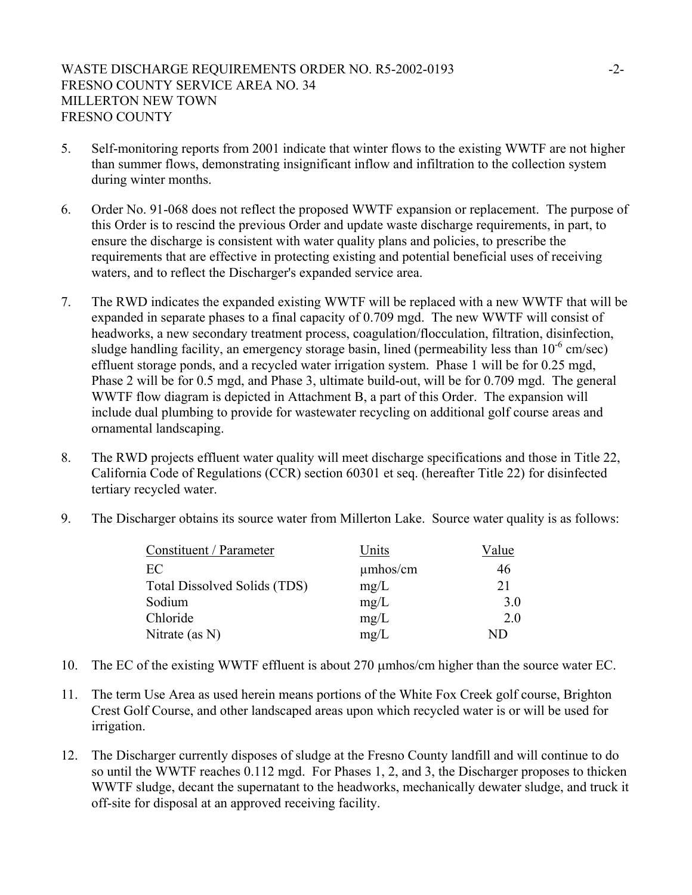5. Self-monitoring reports from 2001 indicate that winter flows to the existing WWTF are not higher than summer flows, demonstrating insignificant inflow and infiltration to the collection system during winter months.

6. Order No. 91-068 does not reflect the proposed WWTF expansion or replacement. The purpose of this Order is to rescind the previous Order and update waste discharge requirements, in part, to ensure the discharge is consistent with water quality plans and policies, to prescribe the requirements that are effective in protecting existing and potential beneficial uses of receiving waters, and to reflect the Discharger's expanded service area.

7. The RWD indicates the expanded existing WWTF will be replaced with a new WWTF that will be expanded in separate phases to a final capacity of 0.709 mgd. The new WWTF will consist of headworks, a new secondary treatment process, coagulation/flocculation, filtration, disinfection, sludge handling facility, an emergency storage basin, lined (permeability less than $10^{-6}$ cm/sec) effluent storage ponds, and a recycled water irrigation system. Phase 1 will be for 0.25 mgd, Phase 2 will be for 0.5 mgd, and Phase 3, ultimate build-out, will be for 0.709 mgd. The general WWTF flow diagram is depicted in Attachment B, a part of this Order. The expansion will include dual plumbing to provide for wastewater recycling on additional golf course areas and ornamental landscaping.

8. The RWD projects effluent water quality will meet discharge specifications and those in Title 22, California Code of Regulations (CCR) section 60301 et seq. (hereafter Title 22) for disinfected tertiary recycled water.

9. The Discharger obtains its source water from Millerton Lake. Source water quality is as follows:

| Constituent / Parameter | Units | Value |
|---|---|---|
| EC | µmhos/cm | 46 |
| Total Dissolved Solids (TDS) | mg/L | 21 |
| Sodium | mg/L | 3.0 |
| Chloride | mg/L | 2.0 |
| Nitrate (as N) | mg/L | ND |

10. The EC of the existing WWTF effluent is about 270 µmhos/cm higher than the source water EC.

11. The term Use Area as used herein means portions of the White Fox Creek golf course, Brighton Crest Golf Course, and other landscaped areas upon which recycled water is or will be used for irrigation.

12. The Discharger currently disposes of sludge at the Fresno County landfill and will continue to do so until the WWTF reaches 0.112 mgd. For Phases 1, 2, and 3, the Discharger proposes to thicken WWTF sludge, decant the supernatant to the headworks, mechanically dewater sludge, and truck it off-site for disposal at an approved receiving facility.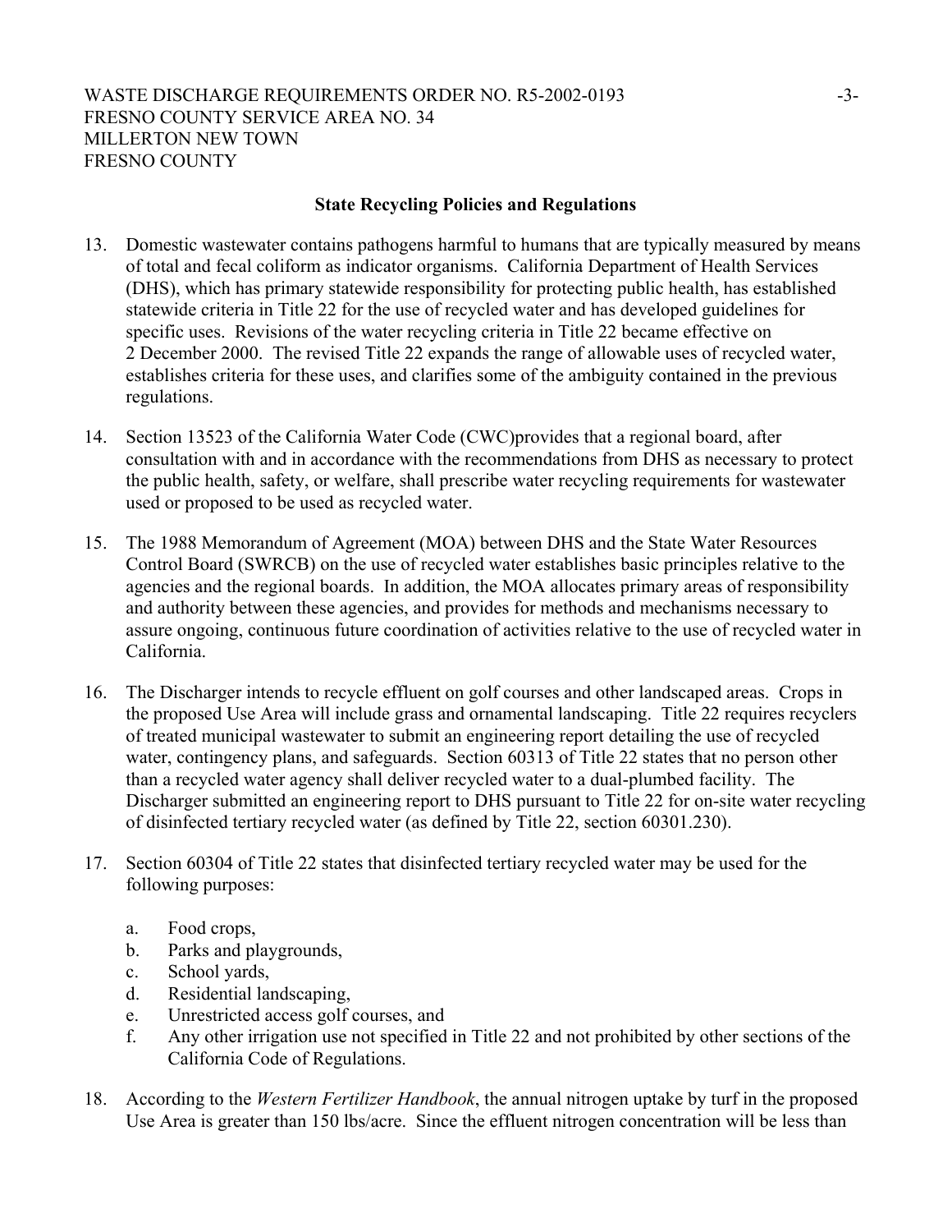**State Recycling Policies and Regulations**

13. Domestic wastewater contains pathogens harmful to humans that are typically measured by means of total and fecal coliform as indicator organisms. California Department of Health Services (DHS), which has primary statewide responsibility for protecting public health, has established statewide criteria in Title 22 for the use of recycled water and has developed guidelines for specific uses. Revisions of the water recycling criteria in Title 22 became effective on 2 December 2000. The revised Title 22 expands the range of allowable uses of recycled water, establishes criteria for these uses, and clarifies some of the ambiguity contained in the previous regulations.

14. Section 13523 of the California Water Code (CWC)provides that a regional board, after consultation with and in accordance with the recommendations from DHS as necessary to protect the public health, safety, or welfare, shall prescribe water recycling requirements for wastewater used or proposed to be used as recycled water.

15. The 1988 Memorandum of Agreement (MOA) between DHS and the State Water Resources Control Board (SWRCB) on the use of recycled water establishes basic principles relative to the agencies and the regional boards. In addition, the MOA allocates primary areas of responsibility and authority between these agencies, and provides for methods and mechanisms necessary to assure ongoing, continuous future coordination of activities relative to the use of recycled water in California.

16. The Discharger intends to recycle effluent on golf courses and other landscaped areas. Crops in the proposed Use Area will include grass and ornamental landscaping. Title 22 requires recyclers of treated municipal wastewater to submit an engineering report detailing the use of recycled water, contingency plans, and safeguards. Section 60313 of Title 22 states that no person other than a recycled water agency shall deliver recycled water to a dual-plumbed facility. The Discharger submitted an engineering report to DHS pursuant to Title 22 for on-site water recycling of disinfected tertiary recycled water (as defined by Title 22, section 60301.230).

17. Section 60304 of Title 22 states that disinfected tertiary recycled water may be used for the following purposes:

    a. Food crops,
    b. Parks and playgrounds,
    c. School yards,
    d. Residential landscaping,
    e. Unrestricted access golf courses, and
    f. Any other irrigation use not specified in Title 22 and not prohibited by other sections of the California Code of Regulations.

18. According to the *Western Fertilizer Handbook*, the annual nitrogen uptake by turf in the proposed Use Area is greater than 150 lbs/acre. Since the effluent nitrogen concentration will be less than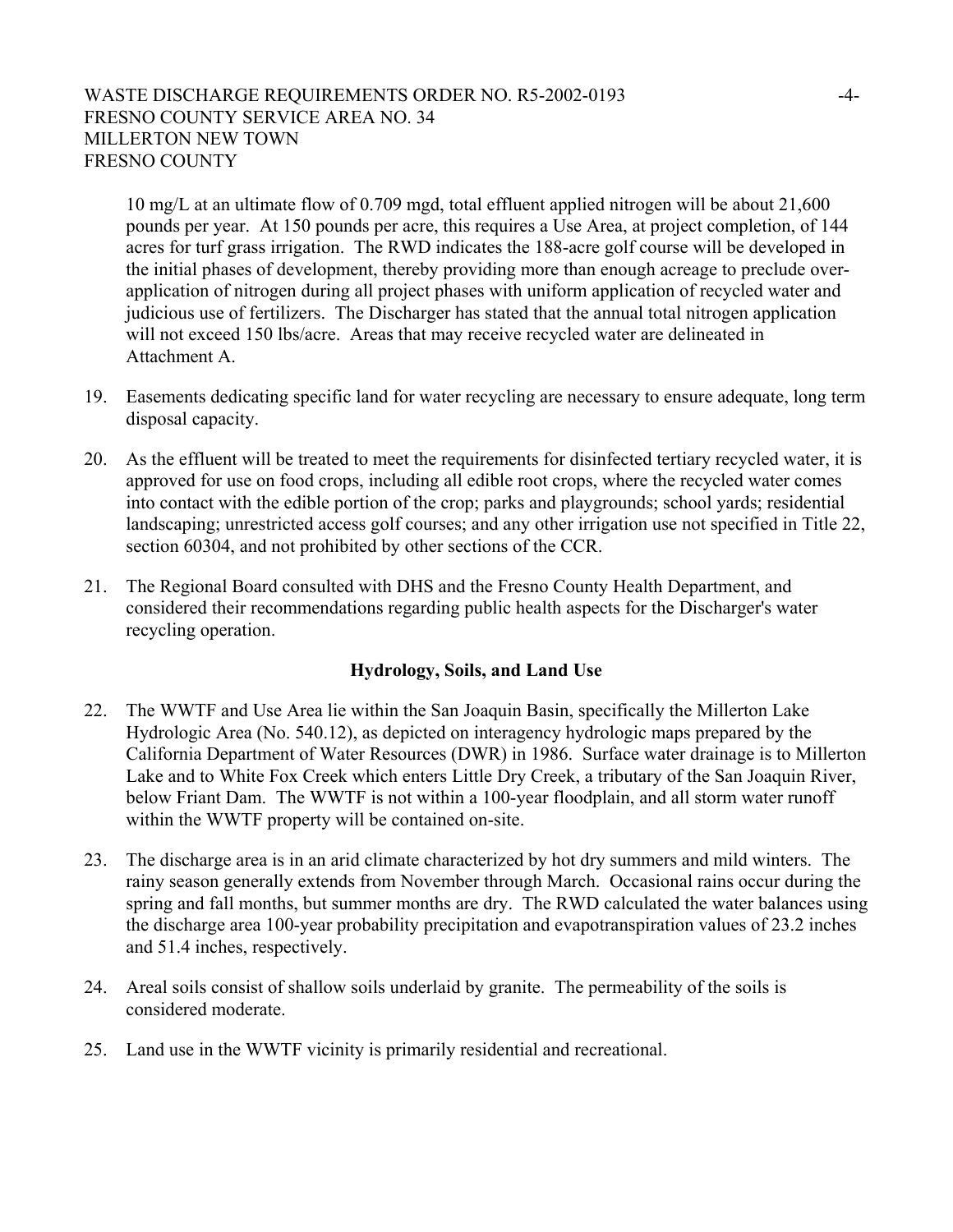10 mg/L at an ultimate flow of 0.709 mgd, total effluent applied nitrogen will be about 21,600 pounds per year. At 150 pounds per acre, this requires a Use Area, at project completion, of 144 acres for turf grass irrigation. The RWD indicates the 188-acre golf course will be developed in the initial phases of development, thereby providing more than enough acreage to preclude over-application of nitrogen during all project phases with uniform application of recycled water and judicious use of fertilizers. The Discharger has stated that the annual total nitrogen application will not exceed 150 lbs/acre. Areas that may receive recycled water are delineated in Attachment A.

19. Easements dedicating specific land for water recycling are necessary to ensure adequate, long term disposal capacity.

20. As the effluent will be treated to meet the requirements for disinfected tertiary recycled water, it is approved for use on food crops, including all edible root crops, where the recycled water comes into contact with the edible portion of the crop; parks and playgrounds; school yards; residential landscaping; unrestricted access golf courses; and any other irrigation use not specified in Title 22, section 60304, and not prohibited by other sections of the CCR.

21. The Regional Board consulted with DHS and the Fresno County Health Department, and considered their recommendations regarding public health aspects for the Discharger's water recycling operation.

**Hydrology, Soils, and Land Use**

22. The WWTF and Use Area lie within the San Joaquin Basin, specifically the Millerton Lake Hydrologic Area (No. 540.12), as depicted on interagency hydrologic maps prepared by the California Department of Water Resources (DWR) in 1986. Surface water drainage is to Millerton Lake and to White Fox Creek which enters Little Dry Creek, a tributary of the San Joaquin River, below Friant Dam. The WWTF is not within a 100-year floodplain, and all storm water runoff within the WWTF property will be contained on-site.

23. The discharge area is in an arid climate characterized by hot dry summers and mild winters. The rainy season generally extends from November through March. Occasional rains occur during the spring and fall months, but summer months are dry. The RWD calculated the water balances using the discharge area 100-year probability precipitation and evapotranspiration values of 23.2 inches and 51.4 inches, respectively.

24. Areal soils consist of shallow soils underlaid by granite. The permeability of the soils is considered moderate.

25. Land use in the WWTF vicinity is primarily residential and recreational.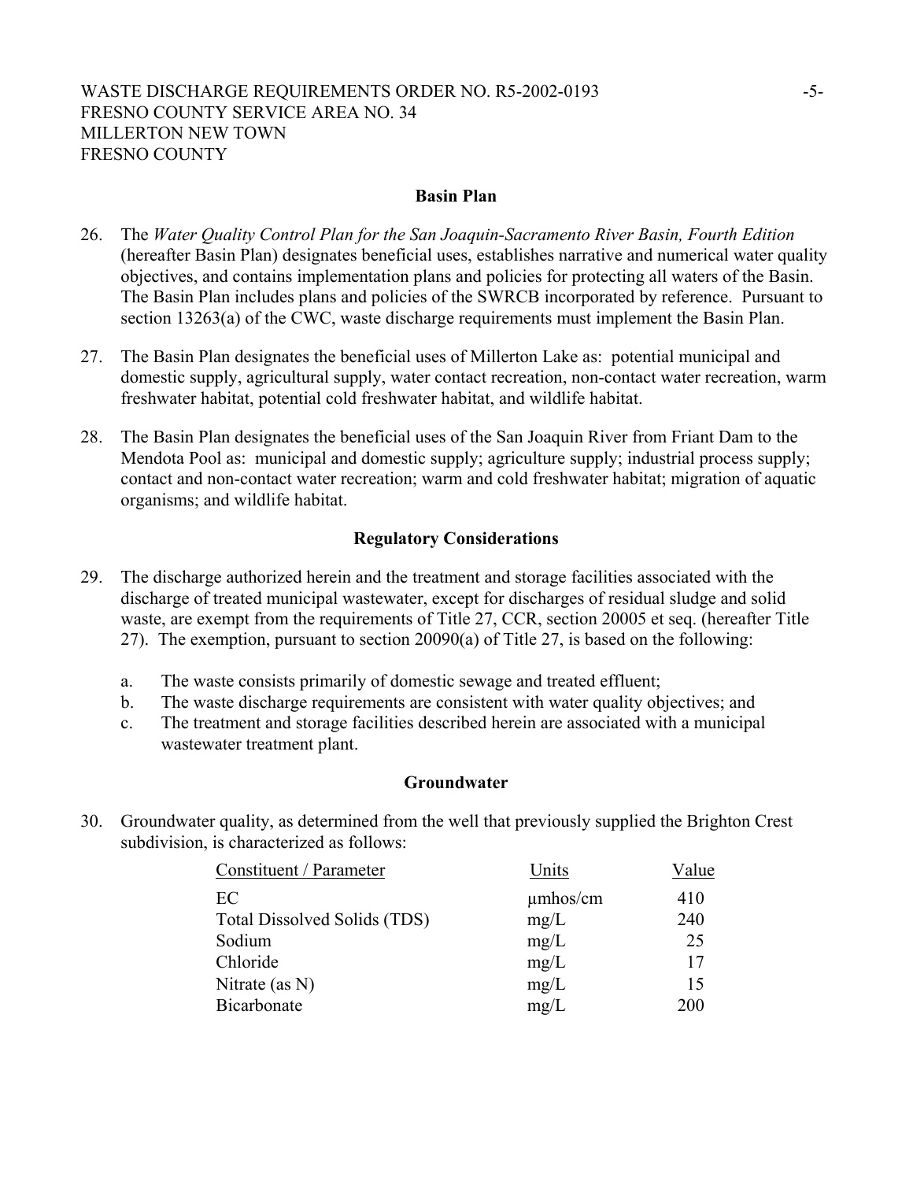## Basin Plan

26. The *Water Quality Control Plan for the San Joaquin-Sacramento River Basin, Fourth Edition* (hereafter Basin Plan) designates beneficial uses, establishes narrative and numerical water quality objectives, and contains implementation plans and policies for protecting all waters of the Basin. The Basin Plan includes plans and policies of the SWRCB incorporated by reference. Pursuant to section 13263(a) of the CWC, waste discharge requirements must implement the Basin Plan.

27. The Basin Plan designates the beneficial uses of Millerton Lake as: potential municipal and domestic supply, agricultural supply, water contact recreation, non-contact water recreation, warm freshwater habitat, potential cold freshwater habitat, and wildlife habitat.

28. The Basin Plan designates the beneficial uses of the San Joaquin River from Friant Dam to the Mendota Pool as: municipal and domestic supply; agriculture supply; industrial process supply; contact and non-contact water recreation; warm and cold freshwater habitat; migration of aquatic organisms; and wildlife habitat.

## Regulatory Considerations

29. The discharge authorized herein and the treatment and storage facilities associated with the discharge of treated municipal wastewater, except for discharges of residual sludge and solid waste, are exempt from the requirements of Title 27, CCR, section 20005 et seq. (hereafter Title 27). The exemption, pursuant to section 20090(a) of Title 27, is based on the following:

    a. The waste consists primarily of domestic sewage and treated effluent;
    b. The waste discharge requirements are consistent with water quality objectives; and
    c. The treatment and storage facilities described herein are associated with a municipal wastewater treatment plant.

## Groundwater

30. Groundwater quality, as determined from the well that previously supplied the Brighton Crest subdivision, is characterized as follows:

| Constituent / Parameter | Units | Value |
|---|---|---|
| EC | µmhos/cm | 410 |
| Total Dissolved Solids (TDS) | mg/L | 240 |
| Sodium | mg/L | 25 |
| Chloride | mg/L | 17 |
| Nitrate (as N) | mg/L | 15 |
| Bicarbonate | mg/L | 200 |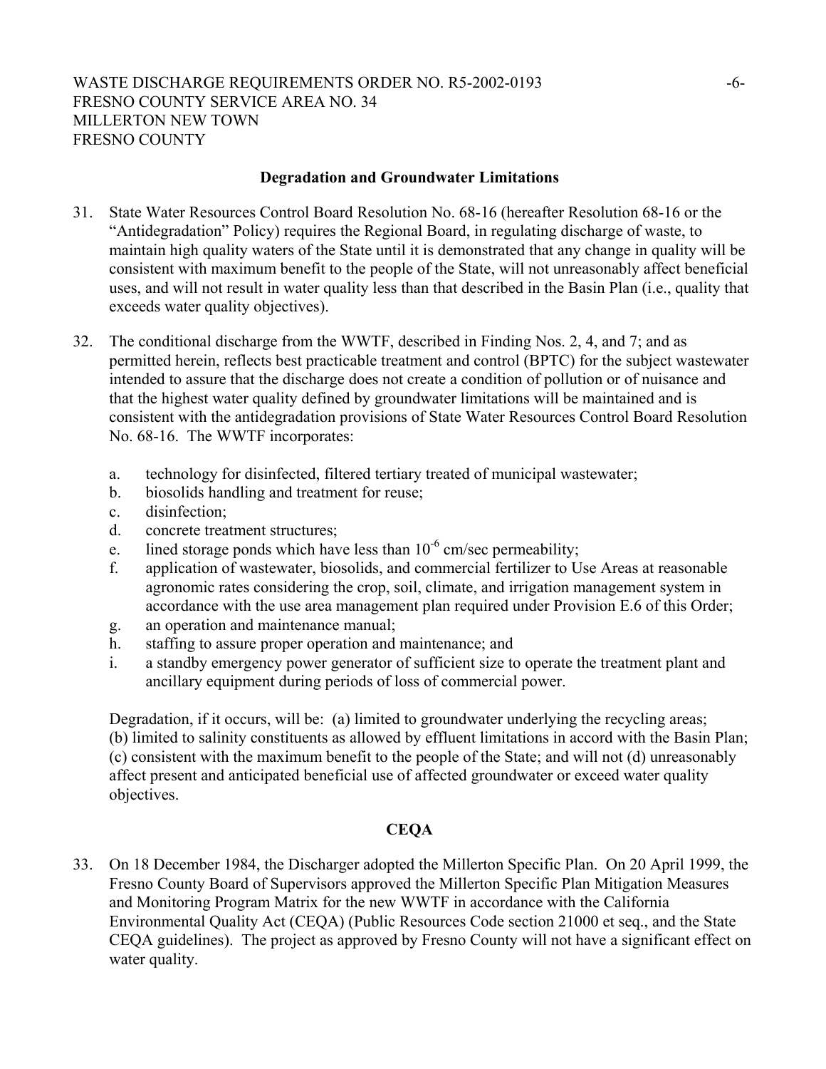## Degradation and Groundwater Limitations

31. State Water Resources Control Board Resolution No. 68-16 (hereafter Resolution 68-16 or the "Antidegradation" Policy) requires the Regional Board, in regulating discharge of waste, to maintain high quality waters of the State until it is demonstrated that any change in quality will be consistent with maximum benefit to the people of the State, will not unreasonably affect beneficial uses, and will not result in water quality less than that described in the Basin Plan (i.e., quality that exceeds water quality objectives).

32. The conditional discharge from the WWTF, described in Finding Nos. 2, 4, and 7; and as permitted herein, reflects best practicable treatment and control (BPTC) for the subject wastewater intended to assure that the discharge does not create a condition of pollution or of nuisance and that the highest water quality defined by groundwater limitations will be maintained and is consistent with the antidegradation provisions of State Water Resources Control Board Resolution No. 68-16. The WWTF incorporates:

    a. technology for disinfected, filtered tertiary treated of municipal wastewater;
    b. biosolids handling and treatment for reuse;
    c. disinfection;
    d. concrete treatment structures;
    e. lined storage ponds which have less than $10^{-6}$ cm/sec permeability;
    f. application of wastewater, biosolids, and commercial fertilizer to Use Areas at reasonable agronomic rates considering the crop, soil, climate, and irrigation management system in accordance with the use area management plan required under Provision E.6 of this Order;
    g. an operation and maintenance manual;
    h. staffing to assure proper operation and maintenance; and
    i. a standby emergency power generator of sufficient size to operate the treatment plant and ancillary equipment during periods of loss of commercial power.

    Degradation, if it occurs, will be: (a) limited to groundwater underlying the recycling areas; (b) limited to salinity constituents as allowed by effluent limitations in accord with the Basin Plan; (c) consistent with the maximum benefit to the people of the State; and will not (d) unreasonably affect present and anticipated beneficial use of affected groundwater or exceed water quality objectives.

## CEQA

33. On 18 December 1984, the Discharger adopted the Millerton Specific Plan. On 20 April 1999, the Fresno County Board of Supervisors approved the Millerton Specific Plan Mitigation Measures and Monitoring Program Matrix for the new WWTF in accordance with the California Environmental Quality Act (CEQA) (Public Resources Code section 21000 et seq., and the State CEQA guidelines). The project as approved by Fresno County will not have a significant effect on water quality.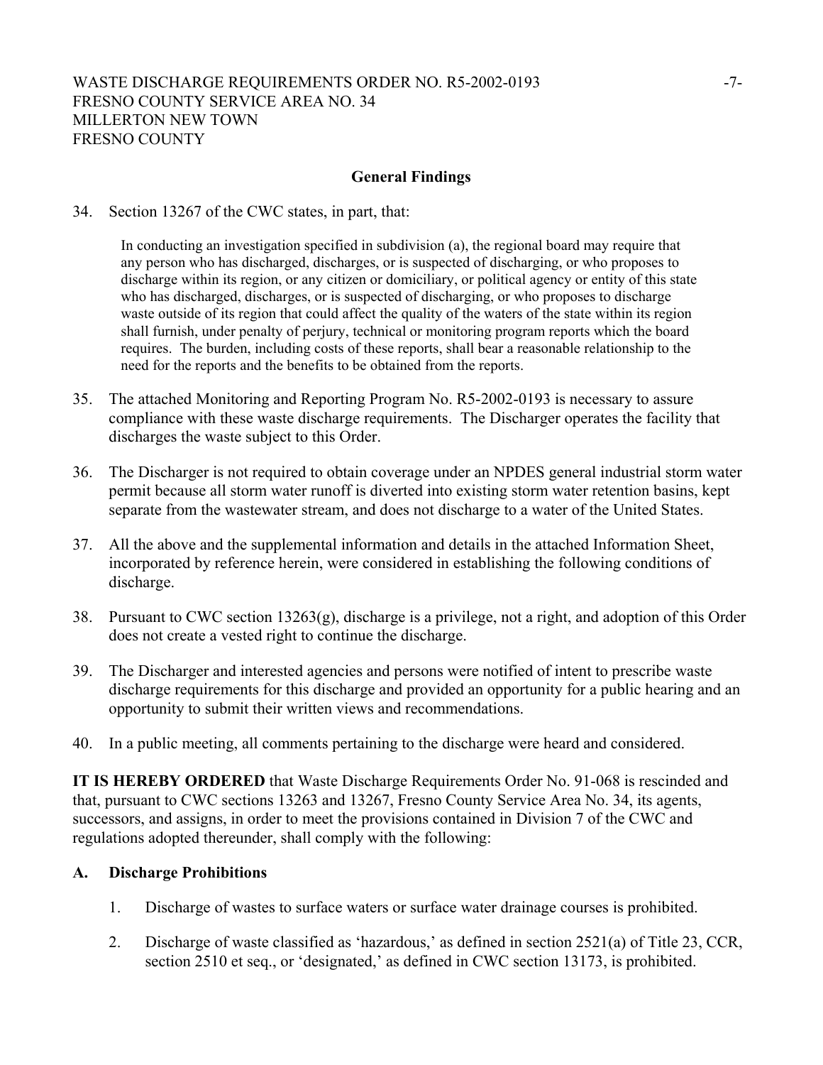### General Findings

34. Section 13267 of the CWC states, in part, that:

    In conducting an investigation specified in subdivision (a), the regional board may require that any person who has discharged, discharges, or is suspected of discharging, or who proposes to discharge within its region, or any citizen or domiciliary, or political agency or entity of this state who has discharged, discharges, or is suspected of discharging, or who proposes to discharge waste outside of its region that could affect the quality of the waters of the state within its region shall furnish, under penalty of perjury, technical or monitoring program reports which the board requires. The burden, including costs of these reports, shall bear a reasonable relationship to the need for the reports and the benefits to be obtained from the reports.

35. The attached Monitoring and Reporting Program No. R5-2002-0193 is necessary to assure compliance with these waste discharge requirements. The Discharger operates the facility that discharges the waste subject to this Order.

36. The Discharger is not required to obtain coverage under an NPDES general industrial storm water permit because all storm water runoff is diverted into existing storm water retention basins, kept separate from the wastewater stream, and does not discharge to a water of the United States.

37. All the above and the supplemental information and details in the attached Information Sheet, incorporated by reference herein, were considered in establishing the following conditions of discharge.

38. Pursuant to CWC section 13263(g), discharge is a privilege, not a right, and adoption of this Order does not create a vested right to continue the discharge.

39. The Discharger and interested agencies and persons were notified of intent to prescribe waste discharge requirements for this discharge and provided an opportunity for a public hearing and an opportunity to submit their written views and recommendations.

40. In a public meeting, all comments pertaining to the discharge were heard and considered.

**IT IS HEREBY ORDERED** that Waste Discharge Requirements Order No. 91-068 is rescinded and that, pursuant to CWC sections 13263 and 13267, Fresno County Service Area No. 34, its agents, successors, and assigns, in order to meet the provisions contained in Division 7 of the CWC and regulations adopted thereunder, shall comply with the following:

**A. Discharge Prohibitions**

1. Discharge of wastes to surface waters or surface water drainage courses is prohibited.

2. Discharge of waste classified as 'hazardous,' as defined in section 2521(a) of Title 23, CCR, section 2510 et seq., or 'designated,' as defined in CWC section 13173, is prohibited.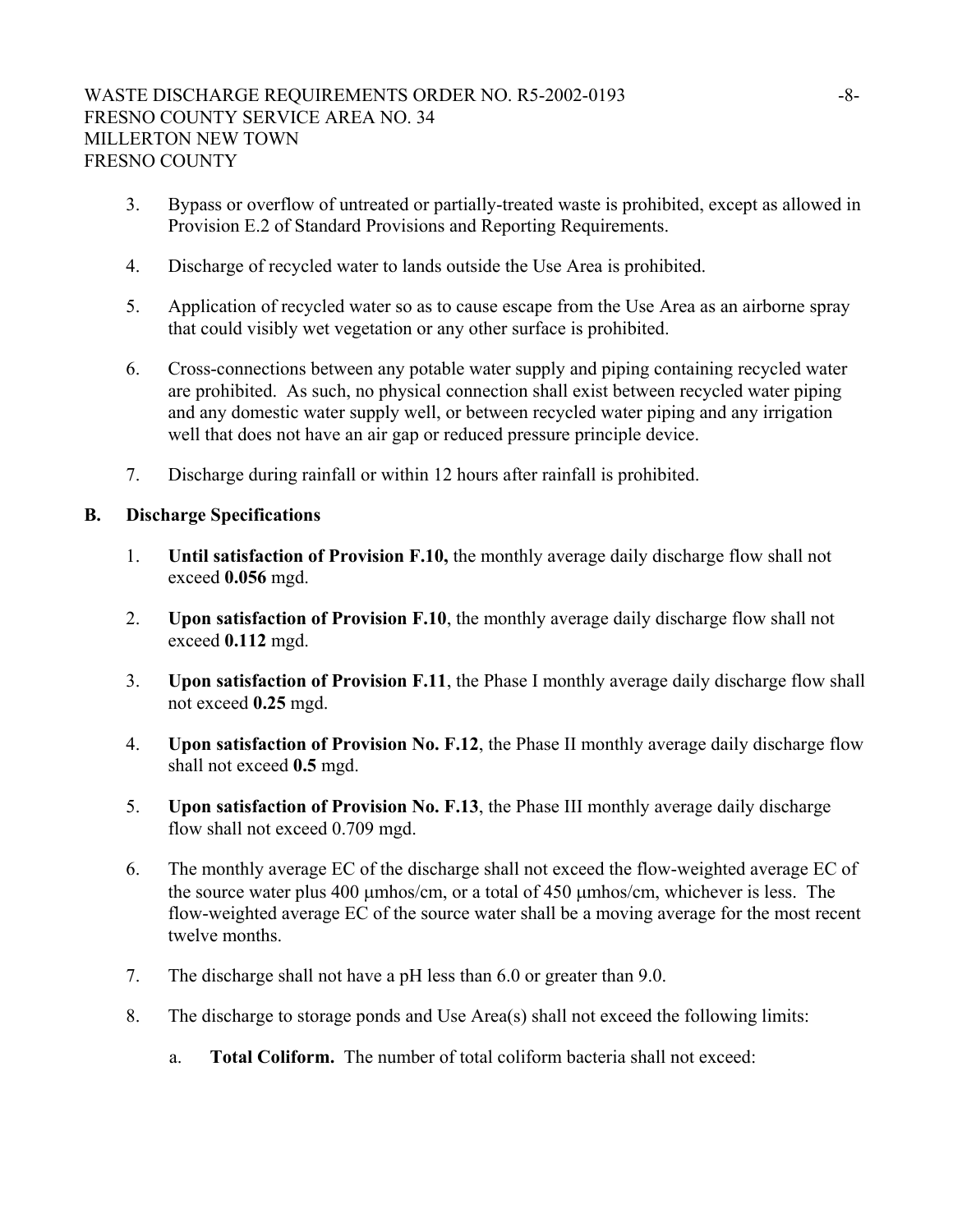3. Bypass or overflow of untreated or partially-treated waste is prohibited, except as allowed in Provision E.2 of Standard Provisions and Reporting Requirements.

4. Discharge of recycled water to lands outside the Use Area is prohibited.

5. Application of recycled water so as to cause escape from the Use Area as an airborne spray that could visibly wet vegetation or any other surface is prohibited.

6. Cross-connections between any potable water supply and piping containing recycled water are prohibited. As such, no physical connection shall exist between recycled water piping and any domestic water supply well, or between recycled water piping and any irrigation well that does not have an air gap or reduced pressure principle device.

7. Discharge during rainfall or within 12 hours after rainfall is prohibited.

**B. Discharge Specifications**

1. **Until satisfaction of Provision F.10,** the monthly average daily discharge flow shall not exceed **0.056** mgd.

2. **Upon satisfaction of Provision F.10**, the monthly average daily discharge flow shall not exceed **0.112** mgd.

3. **Upon satisfaction of Provision F.11**, the Phase I monthly average daily discharge flow shall not exceed **0.25** mgd.

4. **Upon satisfaction of Provision No. F.12**, the Phase II monthly average daily discharge flow shall not exceed **0.5** mgd.

5. **Upon satisfaction of Provision No. F.13**, the Phase III monthly average daily discharge flow shall not exceed 0.709 mgd.

6. The monthly average EC of the discharge shall not exceed the flow-weighted average EC of the source water plus 400 µmhos/cm, or a total of 450 µmhos/cm, whichever is less. The flow-weighted average EC of the source water shall be a moving average for the most recent twelve months.

7. The discharge shall not have a pH less than 6.0 or greater than 9.0.

8. The discharge to storage ponds and Use Area(s) shall not exceed the following limits:

   a. **Total Coliform.** The number of total coliform bacteria shall not exceed: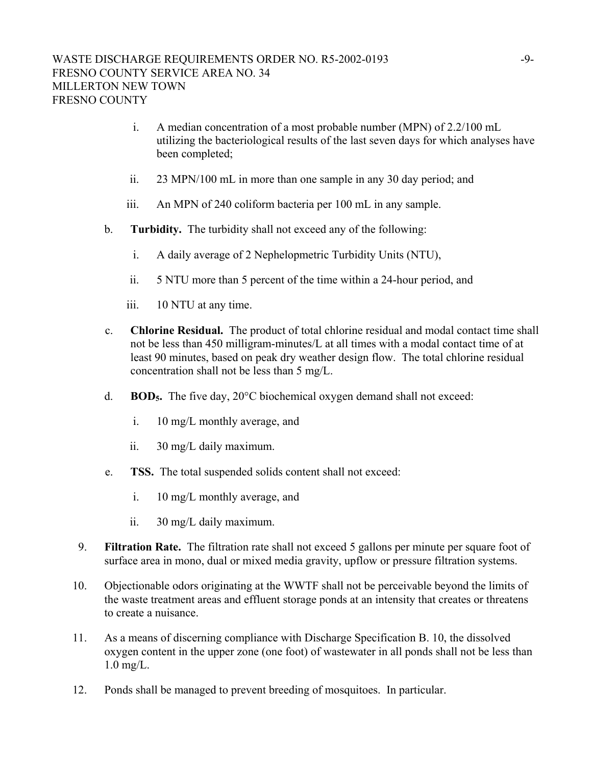i. A median concentration of a most probable number (MPN) of 2.2/100 mL utilizing the bacteriological results of the last seven days for which analyses have been completed;

ii. 23 MPN/100 mL in more than one sample in any 30 day period; and

iii. An MPN of 240 coliform bacteria per 100 mL in any sample.

b. **Turbidity.** The turbidity shall not exceed any of the following:

i. A daily average of 2 Nephelopmetric Turbidity Units (NTU),

ii. 5 NTU more than 5 percent of the time within a 24-hour period, and

iii. 10 NTU at any time.

c. **Chlorine Residual.** The product of total chlorine residual and modal contact time shall not be less than 450 milligram-minutes/L at all times with a modal contact time of at least 90 minutes, based on peak dry weather design flow. The total chlorine residual concentration shall not be less than 5 mg/L.

d. **$BOD_5$.** The five day, 20°C biochemical oxygen demand shall not exceed:

i. 10 mg/L monthly average, and

ii. 30 mg/L daily maximum.

e. **TSS.** The total suspended solids content shall not exceed:

i. 10 mg/L monthly average, and

ii. 30 mg/L daily maximum.

9. **Filtration Rate.** The filtration rate shall not exceed 5 gallons per minute per square foot of surface area in mono, dual or mixed media gravity, upflow or pressure filtration systems.

10. Objectionable odors originating at the WWTF shall not be perceivable beyond the limits of the waste treatment areas and effluent storage ponds at an intensity that creates or threatens to create a nuisance.

11. As a means of discerning compliance with Discharge Specification B. 10, the dissolved oxygen content in the upper zone (one foot) of wastewater in all ponds shall not be less than 1.0 mg/L.

12. Ponds shall be managed to prevent breeding of mosquitoes. In particular.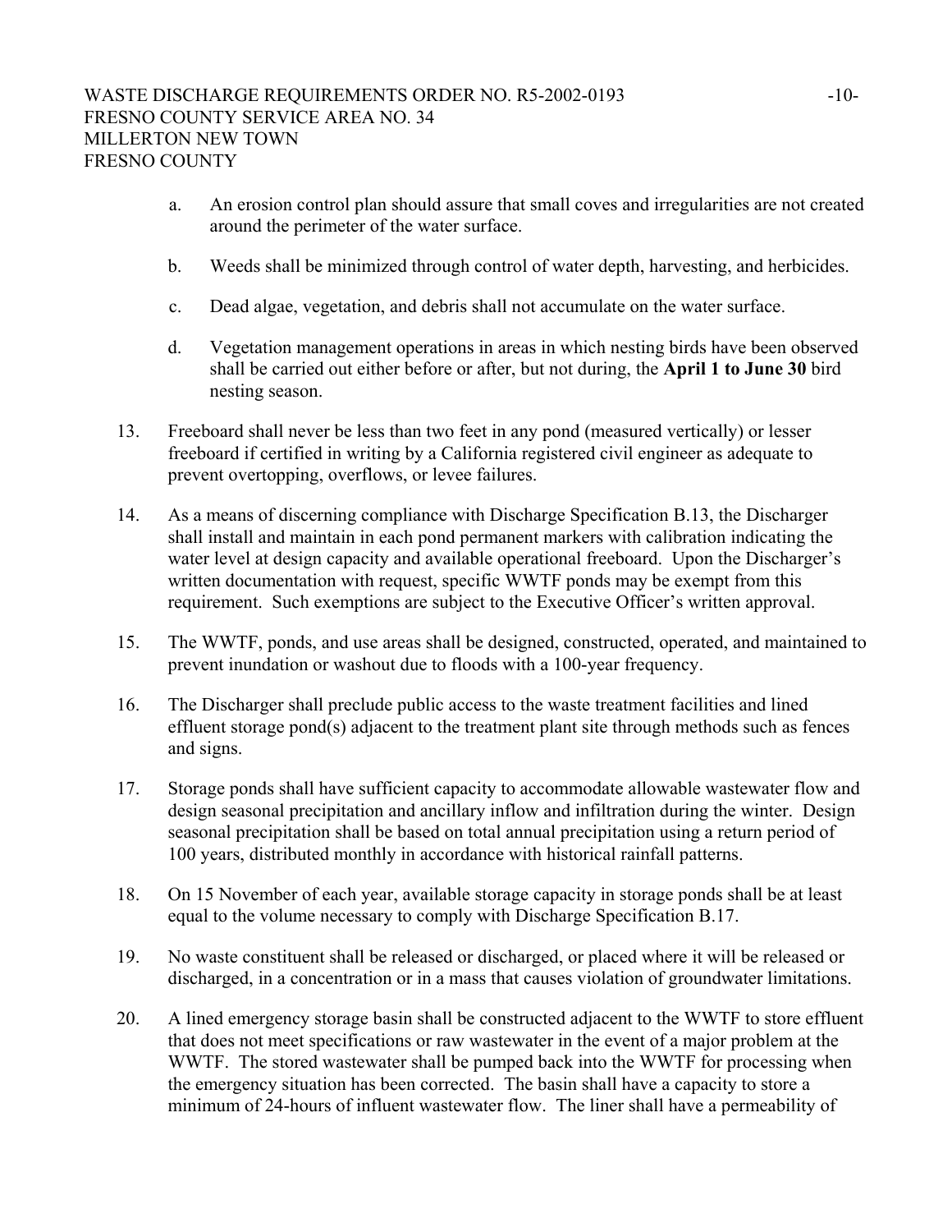a. An erosion control plan should assure that small coves and irregularities are not created around the perimeter of the water surface.

b. Weeds shall be minimized through control of water depth, harvesting, and herbicides.

c. Dead algae, vegetation, and debris shall not accumulate on the water surface.

d. Vegetation management operations in areas in which nesting birds have been observed shall be carried out either before or after, but not during, the **April 1 to June 30** bird nesting season.

13. Freeboard shall never be less than two feet in any pond (measured vertically) or lesser freeboard if certified in writing by a California registered civil engineer as adequate to prevent overtopping, overflows, or levee failures.

14. As a means of discerning compliance with Discharge Specification B.13, the Discharger shall install and maintain in each pond permanent markers with calibration indicating the water level at design capacity and available operational freeboard. Upon the Discharger's written documentation with request, specific WWTF ponds may be exempt from this requirement. Such exemptions are subject to the Executive Officer's written approval.

15. The WWTF, ponds, and use areas shall be designed, constructed, operated, and maintained to prevent inundation or washout due to floods with a 100-year frequency.

16. The Discharger shall preclude public access to the waste treatment facilities and lined effluent storage pond(s) adjacent to the treatment plant site through methods such as fences and signs.

17. Storage ponds shall have sufficient capacity to accommodate allowable wastewater flow and design seasonal precipitation and ancillary inflow and infiltration during the winter. Design seasonal precipitation shall be based on total annual precipitation using a return period of 100 years, distributed monthly in accordance with historical rainfall patterns.

18. On 15 November of each year, available storage capacity in storage ponds shall be at least equal to the volume necessary to comply with Discharge Specification B.17.

19. No waste constituent shall be released or discharged, or placed where it will be released or discharged, in a concentration or in a mass that causes violation of groundwater limitations.

20. A lined emergency storage basin shall be constructed adjacent to the WWTF to store effluent that does not meet specifications or raw wastewater in the event of a major problem at the WWTF. The stored wastewater shall be pumped back into the WWTF for processing when the emergency situation has been corrected. The basin shall have a capacity to store a minimum of 24-hours of influent wastewater flow. The liner shall have a permeability of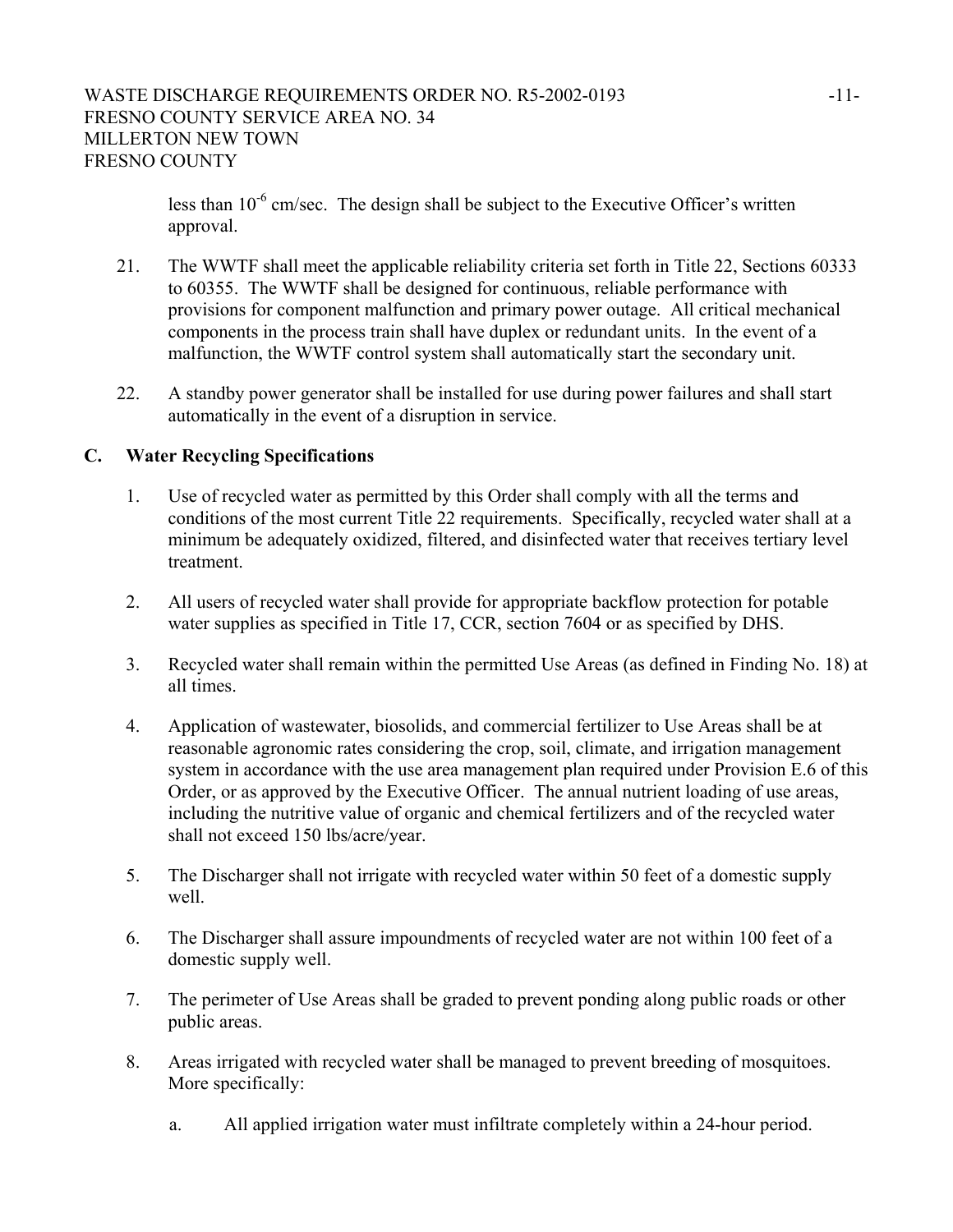less than $10^{-6}$ cm/sec. The design shall be subject to the Executive Officer's written approval.

21. The WWTF shall meet the applicable reliability criteria set forth in Title 22, Sections 60333 to 60355. The WWTF shall be designed for continuous, reliable performance with provisions for component malfunction and primary power outage. All critical mechanical components in the process train shall have duplex or redundant units. In the event of a malfunction, the WWTF control system shall automatically start the secondary unit.

22. A standby power generator shall be installed for use during power failures and shall start automatically in the event of a disruption in service.

## C. Water Recycling Specifications

1. Use of recycled water as permitted by this Order shall comply with all the terms and conditions of the most current Title 22 requirements. Specifically, recycled water shall at a minimum be adequately oxidized, filtered, and disinfected water that receives tertiary level treatment.

2. All users of recycled water shall provide for appropriate backflow protection for potable water supplies as specified in Title 17, CCR, section 7604 or as specified by DHS.

3. Recycled water shall remain within the permitted Use Areas (as defined in Finding No. 18) at all times.

4. Application of wastewater, biosolids, and commercial fertilizer to Use Areas shall be at reasonable agronomic rates considering the crop, soil, climate, and irrigation management system in accordance with the use area management plan required under Provision E.6 of this Order, or as approved by the Executive Officer. The annual nutrient loading of use areas, including the nutritive value of organic and chemical fertilizers and of the recycled water shall not exceed 150 lbs/acre/year.

5. The Discharger shall not irrigate with recycled water within 50 feet of a domestic supply well.

6. The Discharger shall assure impoundments of recycled water are not within 100 feet of a domestic supply well.

7. The perimeter of Use Areas shall be graded to prevent ponding along public roads or other public areas.

8. Areas irrigated with recycled water shall be managed to prevent breeding of mosquitoes. More specifically:

   a. All applied irrigation water must infiltrate completely within a 24-hour period.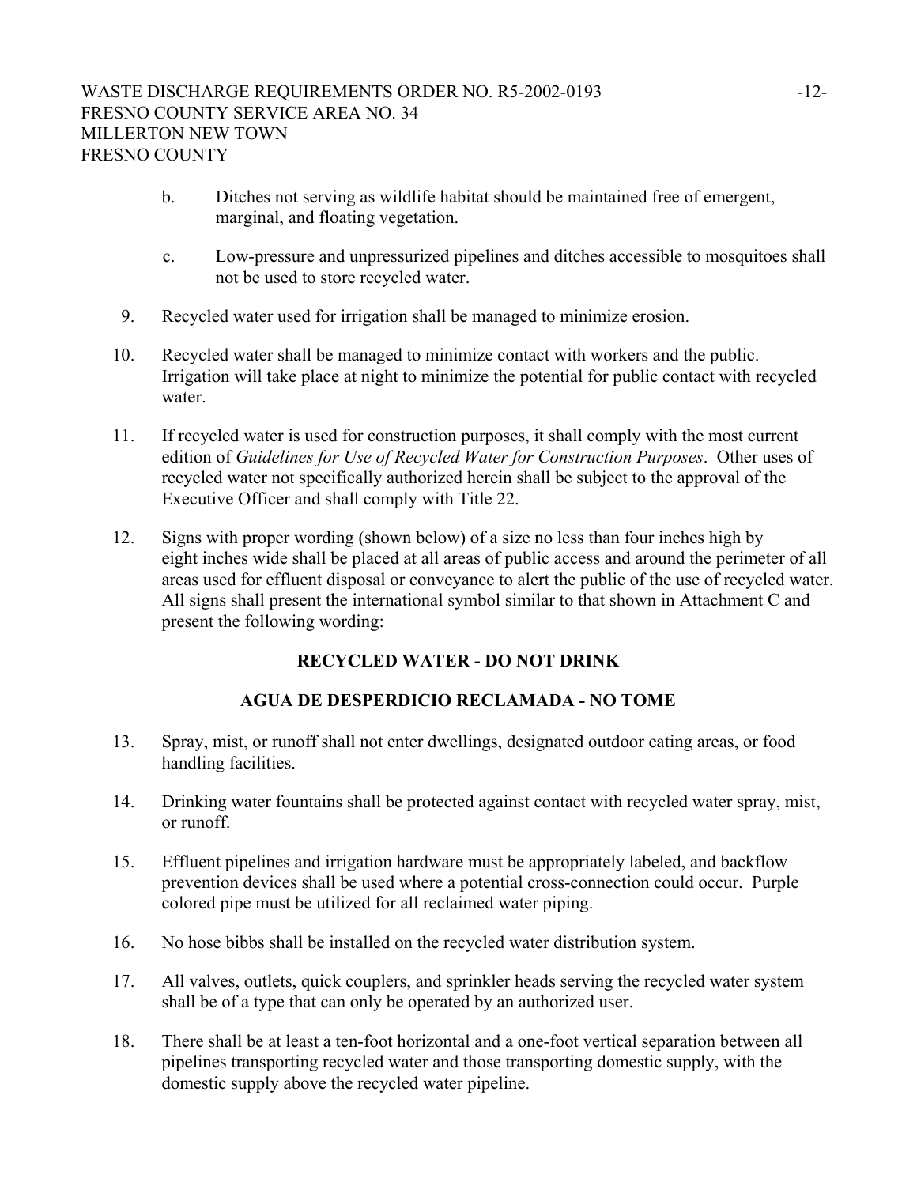b. Ditches not serving as wildlife habitat should be maintained free of emergent, marginal, and floating vegetation.

c. Low-pressure and unpressurized pipelines and ditches accessible to mosquitoes shall not be used to store recycled water.

9. Recycled water used for irrigation shall be managed to minimize erosion.

10. Recycled water shall be managed to minimize contact with workers and the public. Irrigation will take place at night to minimize the potential for public contact with recycled water.

11. If recycled water is used for construction purposes, it shall comply with the most current edition of *Guidelines for Use of Recycled Water for Construction Purposes*. Other uses of recycled water not specifically authorized herein shall be subject to the approval of the Executive Officer and shall comply with Title 22.

12. Signs with proper wording (shown below) of a size no less than four inches high by eight inches wide shall be placed at all areas of public access and around the perimeter of all areas used for effluent disposal or conveyance to alert the public of the use of recycled water. All signs shall present the international symbol similar to that shown in Attachment C and present the following wording:

**RECYCLED WATER - DO NOT DRINK**

**AGUA DE DESPERDICIO RECLAMADA - NO TOME**

13. Spray, mist, or runoff shall not enter dwellings, designated outdoor eating areas, or food handling facilities.

14. Drinking water fountains shall be protected against contact with recycled water spray, mist, or runoff.

15. Effluent pipelines and irrigation hardware must be appropriately labeled, and backflow prevention devices shall be used where a potential cross-connection could occur. Purple colored pipe must be utilized for all reclaimed water piping.

16. No hose bibbs shall be installed on the recycled water distribution system.

17. All valves, outlets, quick couplers, and sprinkler heads serving the recycled water system shall be of a type that can only be operated by an authorized user.

18. There shall be at least a ten-foot horizontal and a one-foot vertical separation between all pipelines transporting recycled water and those transporting domestic supply, with the domestic supply above the recycled water pipeline.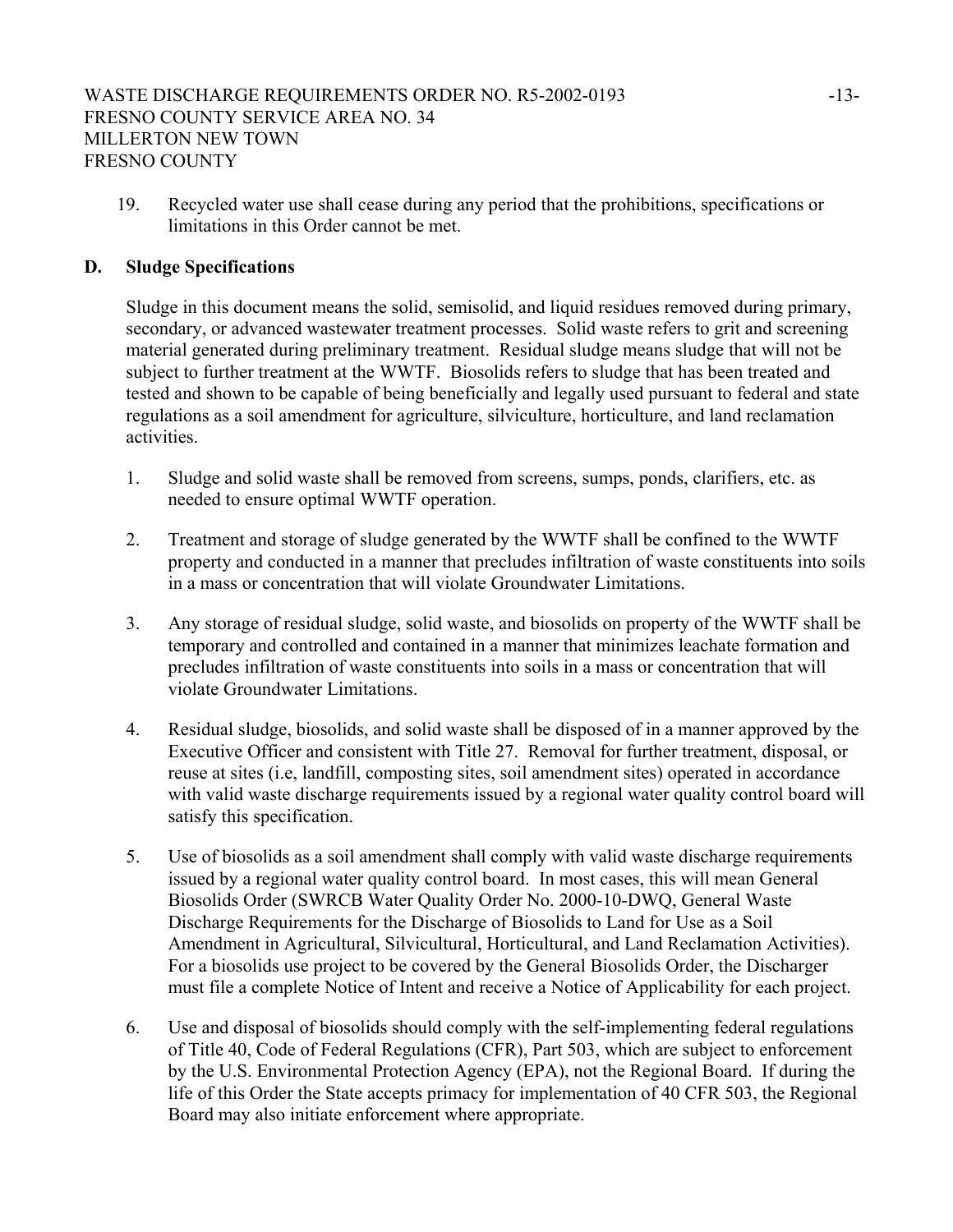19. Recycled water use shall cease during any period that the prohibitions, specifications or limitations in this Order cannot be met.

## D. Sludge Specifications

Sludge in this document means the solid, semisolid, and liquid residues removed during primary, secondary, or advanced wastewater treatment processes. Solid waste refers to grit and screening material generated during preliminary treatment. Residual sludge means sludge that will not be subject to further treatment at the WWTF. Biosolids refers to sludge that has been treated and tested and shown to be capable of being beneficially and legally used pursuant to federal and state regulations as a soil amendment for agriculture, silviculture, horticulture, and land reclamation activities.

1. Sludge and solid waste shall be removed from screens, sumps, ponds, clarifiers, etc. as needed to ensure optimal WWTF operation.

2. Treatment and storage of sludge generated by the WWTF shall be confined to the WWTF property and conducted in a manner that precludes infiltration of waste constituents into soils in a mass or concentration that will violate Groundwater Limitations.

3. Any storage of residual sludge, solid waste, and biosolids on property of the WWTF shall be temporary and controlled and contained in a manner that minimizes leachate formation and precludes infiltration of waste constituents into soils in a mass or concentration that will violate Groundwater Limitations.

4. Residual sludge, biosolids, and solid waste shall be disposed of in a manner approved by the Executive Officer and consistent with Title 27. Removal for further treatment, disposal, or reuse at sites (i.e, landfill, composting sites, soil amendment sites) operated in accordance with valid waste discharge requirements issued by a regional water quality control board will satisfy this specification.

5. Use of biosolids as a soil amendment shall comply with valid waste discharge requirements issued by a regional water quality control board. In most cases, this will mean General Biosolids Order (SWRCB Water Quality Order No. 2000-10-DWQ, General Waste Discharge Requirements for the Discharge of Biosolids to Land for Use as a Soil Amendment in Agricultural, Silvicultural, Horticultural, and Land Reclamation Activities). For a biosolids use project to be covered by the General Biosolids Order, the Discharger must file a complete Notice of Intent and receive a Notice of Applicability for each project.

6. Use and disposal of biosolids should comply with the self-implementing federal regulations of Title 40, Code of Federal Regulations (CFR), Part 503, which are subject to enforcement by the U.S. Environmental Protection Agency (EPA), not the Regional Board. If during the life of this Order the State accepts primacy for implementation of 40 CFR 503, the Regional Board may also initiate enforcement where appropriate.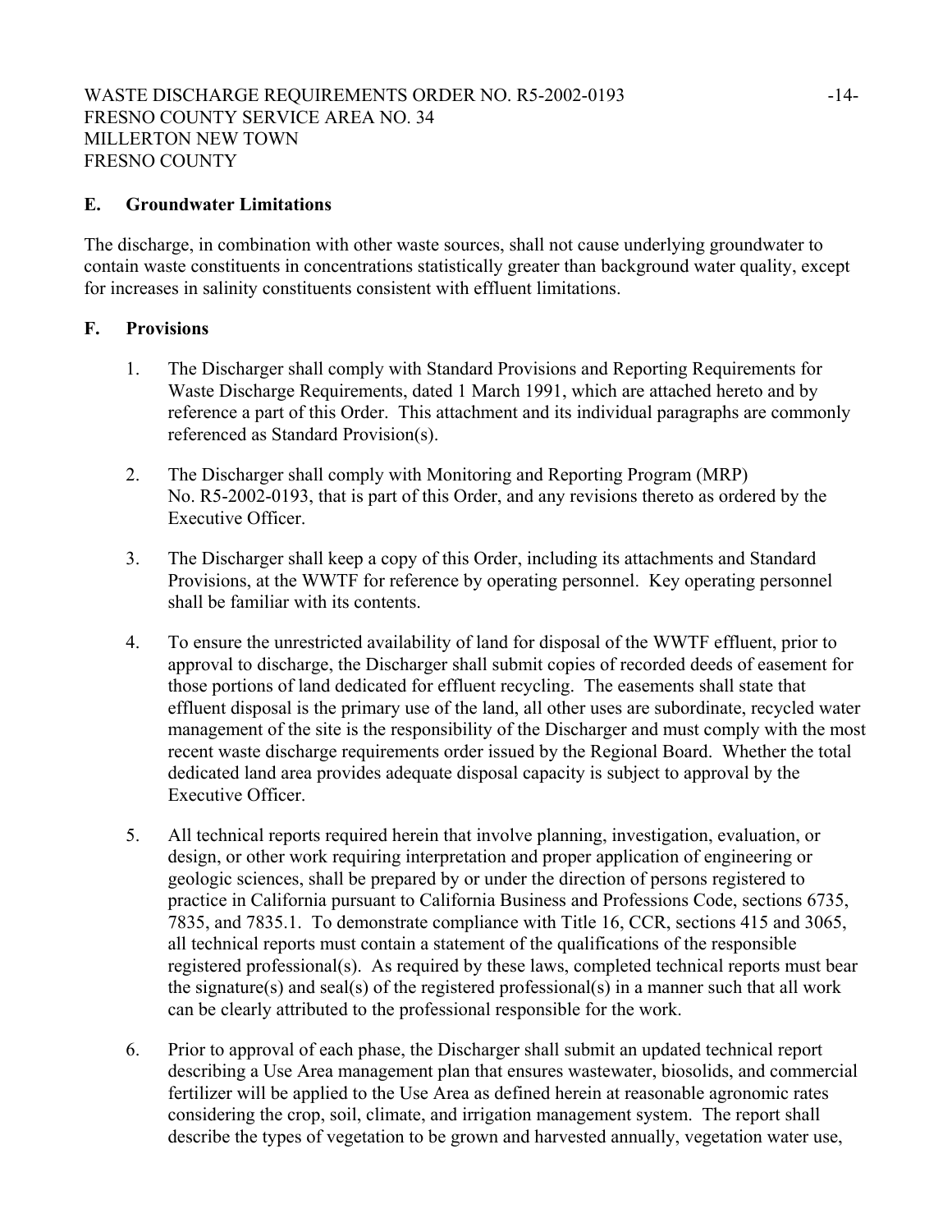## E. Groundwater Limitations

The discharge, in combination with other waste sources, shall not cause underlying groundwater to contain waste constituents in concentrations statistically greater than background water quality, except for increases in salinity constituents consistent with effluent limitations.

## F. Provisions

1. The Discharger shall comply with Standard Provisions and Reporting Requirements for Waste Discharge Requirements, dated 1 March 1991, which are attached hereto and by reference a part of this Order. This attachment and its individual paragraphs are commonly referenced as Standard Provision(s).

2. The Discharger shall comply with Monitoring and Reporting Program (MRP) No. R5-2002-0193, that is part of this Order, and any revisions thereto as ordered by the Executive Officer.

3. The Discharger shall keep a copy of this Order, including its attachments and Standard Provisions, at the WWTF for reference by operating personnel. Key operating personnel shall be familiar with its contents.

4. To ensure the unrestricted availability of land for disposal of the WWTF effluent, prior to approval to discharge, the Discharger shall submit copies of recorded deeds of easement for those portions of land dedicated for effluent recycling. The easements shall state that effluent disposal is the primary use of the land, all other uses are subordinate, recycled water management of the site is the responsibility of the Discharger and must comply with the most recent waste discharge requirements order issued by the Regional Board. Whether the total dedicated land area provides adequate disposal capacity is subject to approval by the Executive Officer.

5. All technical reports required herein that involve planning, investigation, evaluation, or design, or other work requiring interpretation and proper application of engineering or geologic sciences, shall be prepared by or under the direction of persons registered to practice in California pursuant to California Business and Professions Code, sections 6735, 7835, and 7835.1. To demonstrate compliance with Title 16, CCR, sections 415 and 3065, all technical reports must contain a statement of the qualifications of the responsible registered professional(s). As required by these laws, completed technical reports must bear the signature(s) and seal(s) of the registered professional(s) in a manner such that all work can be clearly attributed to the professional responsible for the work.

6. Prior to approval of each phase, the Discharger shall submit an updated technical report describing a Use Area management plan that ensures wastewater, biosolids, and commercial fertilizer will be applied to the Use Area as defined herein at reasonable agronomic rates considering the crop, soil, climate, and irrigation management system. The report shall describe the types of vegetation to be grown and harvested annually, vegetation water use,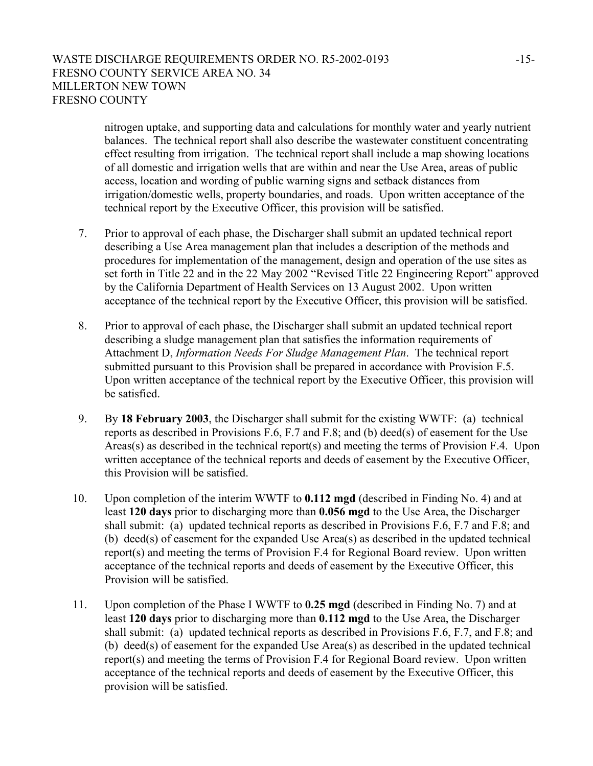nitrogen uptake, and supporting data and calculations for monthly water and yearly nutrient balances. The technical report shall also describe the wastewater constituent concentrating effect resulting from irrigation. The technical report shall include a map showing locations of all domestic and irrigation wells that are within and near the Use Area, areas of public access, location and wording of public warning signs and setback distances from irrigation/domestic wells, property boundaries, and roads. Upon written acceptance of the technical report by the Executive Officer, this provision will be satisfied.

7. Prior to approval of each phase, the Discharger shall submit an updated technical report describing a Use Area management plan that includes a description of the methods and procedures for implementation of the management, design and operation of the use sites as set forth in Title 22 and in the 22 May 2002 "Revised Title 22 Engineering Report" approved by the California Department of Health Services on 13 August 2002. Upon written acceptance of the technical report by the Executive Officer, this provision will be satisfied.

8. Prior to approval of each phase, the Discharger shall submit an updated technical report describing a sludge management plan that satisfies the information requirements of Attachment D, *Information Needs For Sludge Management Plan*. The technical report submitted pursuant to this Provision shall be prepared in accordance with Provision F.5. Upon written acceptance of the technical report by the Executive Officer, this provision will be satisfied.

9. By **18 February 2003**, the Discharger shall submit for the existing WWTF: (a) technical reports as described in Provisions F.6, F.7 and F.8; and (b) deed(s) of easement for the Use Areas(s) as described in the technical report(s) and meeting the terms of Provision F.4. Upon written acceptance of the technical reports and deeds of easement by the Executive Officer, this Provision will be satisfied.

10. Upon completion of the interim WWTF to **0.112 mgd** (described in Finding No. 4) and at least **120 days** prior to discharging more than **0.056 mgd** to the Use Area, the Discharger shall submit: (a) updated technical reports as described in Provisions F.6, F.7 and F.8; and (b) deed(s) of easement for the expanded Use Area(s) as described in the updated technical report(s) and meeting the terms of Provision F.4 for Regional Board review. Upon written acceptance of the technical reports and deeds of easement by the Executive Officer, this Provision will be satisfied.

11. Upon completion of the Phase I WWTF to **0.25 mgd** (described in Finding No. 7) and at least **120 days** prior to discharging more than **0.112 mgd** to the Use Area, the Discharger shall submit: (a) updated technical reports as described in Provisions F.6, F.7, and F.8; and (b) deed(s) of easement for the expanded Use Area(s) as described in the updated technical report(s) and meeting the terms of Provision F.4 for Regional Board review. Upon written acceptance of the technical reports and deeds of easement by the Executive Officer, this provision will be satisfied.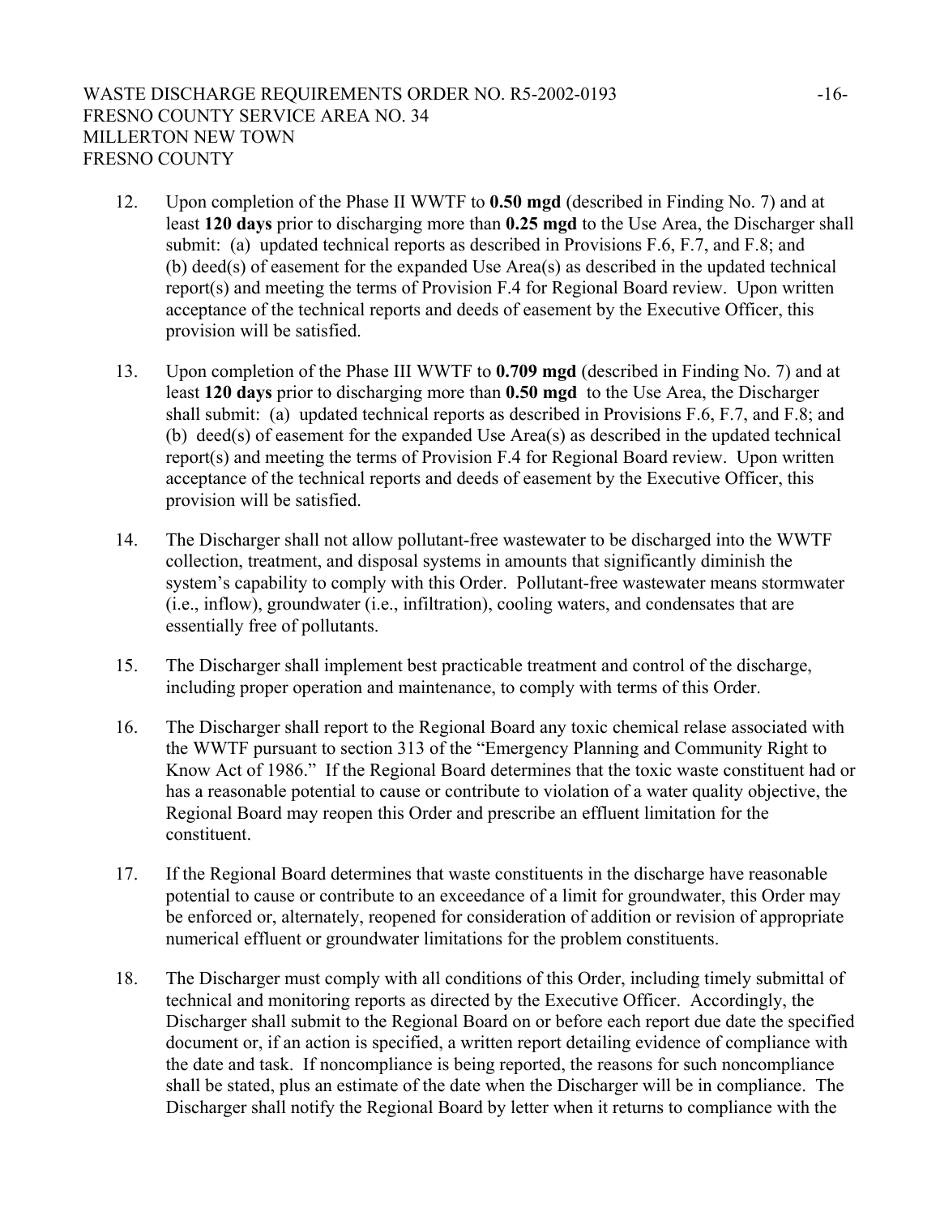12. Upon completion of the Phase II WWTF to **0.50 mgd** (described in Finding No. 7) and at least **120 days** prior to discharging more than **0.25 mgd** to the Use Area, the Discharger shall submit: (a) updated technical reports as described in Provisions F.6, F.7, and F.8; and (b) deed(s) of easement for the expanded Use Area(s) as described in the updated technical report(s) and meeting the terms of Provision F.4 for Regional Board review. Upon written acceptance of the technical reports and deeds of easement by the Executive Officer, this provision will be satisfied.

13. Upon completion of the Phase III WWTF to **0.709 mgd** (described in Finding No. 7) and at least **120 days** prior to discharging more than **0.50 mgd** to the Use Area, the Discharger shall submit: (a) updated technical reports as described in Provisions F.6, F.7, and F.8; and (b) deed(s) of easement for the expanded Use Area(s) as described in the updated technical report(s) and meeting the terms of Provision F.4 for Regional Board review. Upon written acceptance of the technical reports and deeds of easement by the Executive Officer, this provision will be satisfied.

14. The Discharger shall not allow pollutant-free wastewater to be discharged into the WWTF collection, treatment, and disposal systems in amounts that significantly diminish the system's capability to comply with this Order. Pollutant-free wastewater means stormwater (i.e., inflow), groundwater (i.e., infiltration), cooling waters, and condensates that are essentially free of pollutants.

15. The Discharger shall implement best practicable treatment and control of the discharge, including proper operation and maintenance, to comply with terms of this Order.

16. The Discharger shall report to the Regional Board any toxic chemical relase associated with the WWTF pursuant to section 313 of the "Emergency Planning and Community Right to Know Act of 1986." If the Regional Board determines that the toxic waste constituent had or has a reasonable potential to cause or contribute to violation of a water quality objective, the Regional Board may reopen this Order and prescribe an effluent limitation for the constituent.

17. If the Regional Board determines that waste constituents in the discharge have reasonable potential to cause or contribute to an exceedance of a limit for groundwater, this Order may be enforced or, alternately, reopened for consideration of addition or revision of appropriate numerical effluent or groundwater limitations for the problem constituents.

18. The Discharger must comply with all conditions of this Order, including timely submittal of technical and monitoring reports as directed by the Executive Officer. Accordingly, the Discharger shall submit to the Regional Board on or before each report due date the specified document or, if an action is specified, a written report detailing evidence of compliance with the date and task. If noncompliance is being reported, the reasons for such noncompliance shall be stated, plus an estimate of the date when the Discharger will be in compliance. The Discharger shall notify the Regional Board by letter when it returns to compliance with the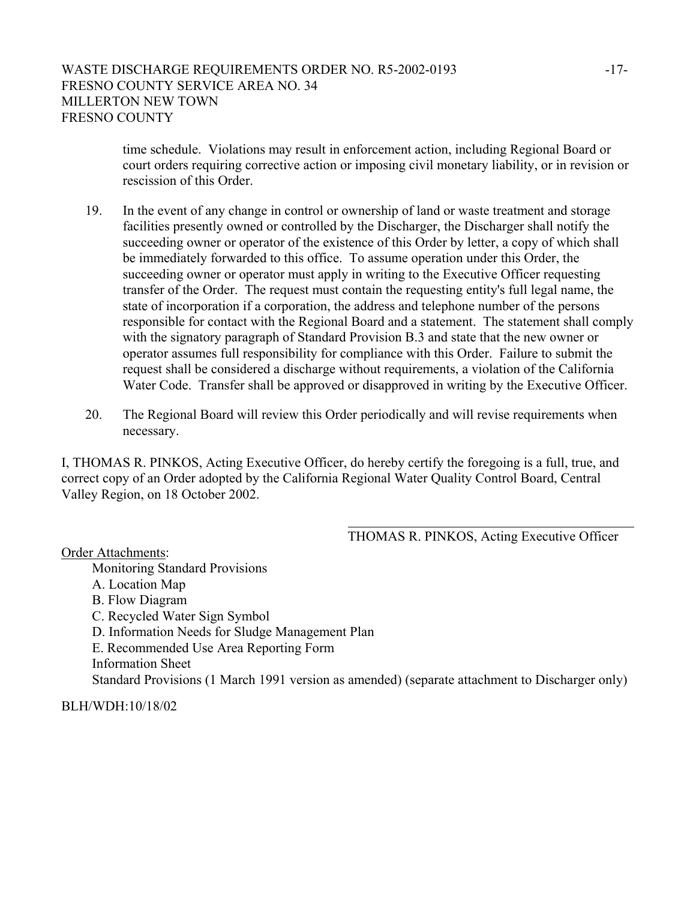time schedule. Violations may result in enforcement action, including Regional Board or court orders requiring corrective action or imposing civil monetary liability, or in revision or rescission of this Order.

19. In the event of any change in control or ownership of land or waste treatment and storage facilities presently owned or controlled by the Discharger, the Discharger shall notify the succeeding owner or operator of the existence of this Order by letter, a copy of which shall be immediately forwarded to this office. To assume operation under this Order, the succeeding owner or operator must apply in writing to the Executive Officer requesting transfer of the Order. The request must contain the requesting entity's full legal name, the state of incorporation if a corporation, the address and telephone number of the persons responsible for contact with the Regional Board and a statement. The statement shall comply with the signatory paragraph of Standard Provision B.3 and state that the new owner or operator assumes full responsibility for compliance with this Order. Failure to submit the request shall be considered a discharge without requirements, a violation of the California Water Code. Transfer shall be approved or disapproved in writing by the Executive Officer.

20. The Regional Board will review this Order periodically and will revise requirements when necessary.

I, THOMAS R. PINKOS, Acting Executive Officer, do hereby certify the foregoing is a full, true, and correct copy of an Order adopted by the California Regional Water Quality Control Board, Central Valley Region, on 18 October 2002.

THOMAS R. PINKOS, Acting Executive Officer

Order Attachments:

Monitoring Standard Provisions
A. Location Map
B. Flow Diagram
C. Recycled Water Sign Symbol
D. Information Needs for Sludge Management Plan
E. Recommended Use Area Reporting Form
Information Sheet
Standard Provisions (1 March 1991 version as amended) (separate attachment to Discharger only)

BLH/WDH:10/18/02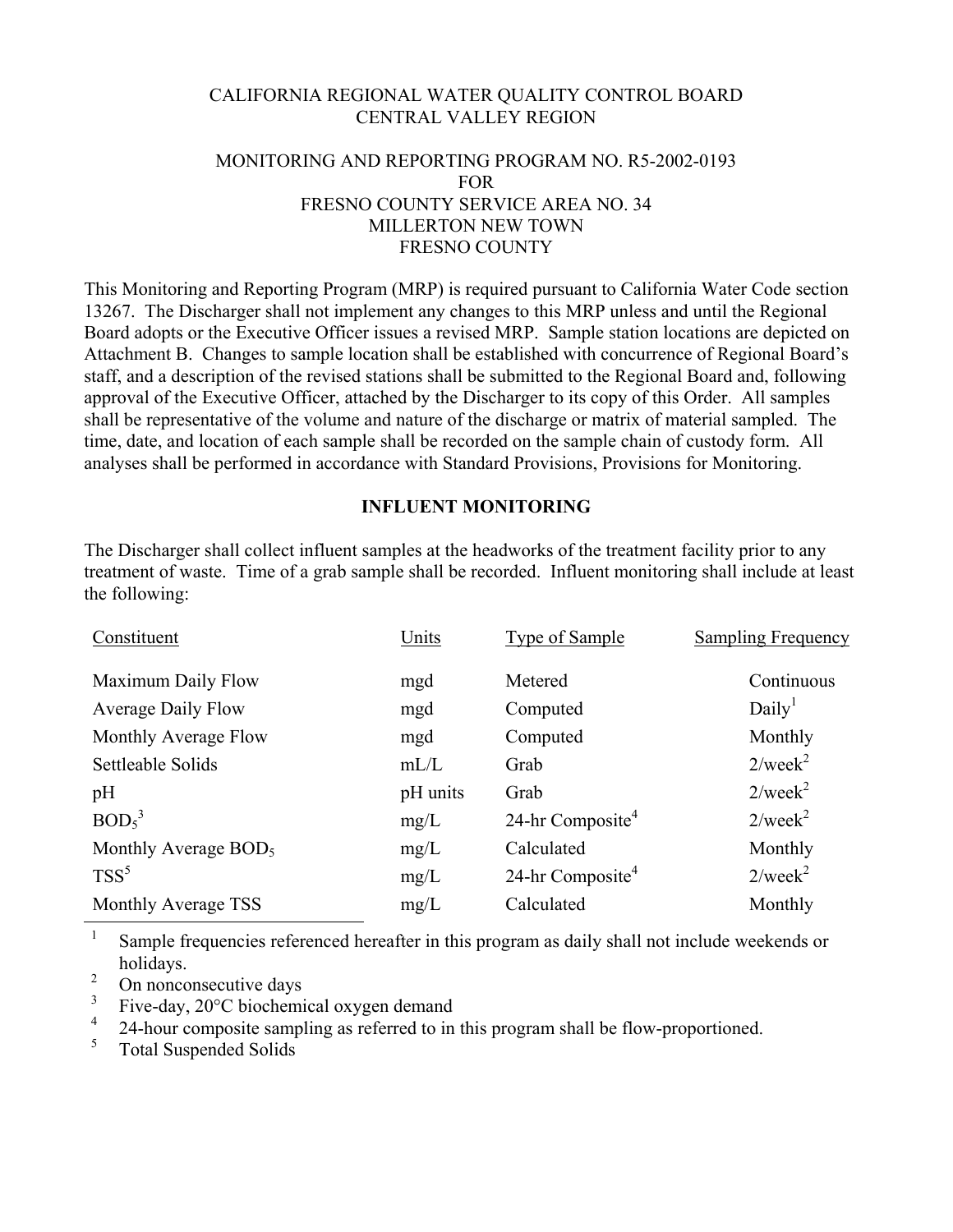CALIFORNIA REGIONAL WATER QUALITY CONTROL BOARD
CENTRAL VALLEY REGION

MONITORING AND REPORTING PROGRAM NO. R5-2002-0193
FOR
FRESNO COUNTY SERVICE AREA NO. 34
MILLERTON NEW TOWN
FRESNO COUNTY

This Monitoring and Reporting Program (MRP) is required pursuant to California Water Code section 13267. The Discharger shall not implement any changes to this MRP unless and until the Regional Board adopts or the Executive Officer issues a revised MRP. Sample station locations are depicted on Attachment B. Changes to sample location shall be established with concurrence of Regional Board's staff, and a description of the revised stations shall be submitted to the Regional Board and, following approval of the Executive Officer, attached by the Discharger to its copy of this Order. All samples shall be representative of the volume and nature of the discharge or matrix of material sampled. The time, date, and location of each sample shall be recorded on the sample chain of custody form. All analyses shall be performed in accordance with Standard Provisions, Provisions for Monitoring.

## INFLUENT MONITORING

The Discharger shall collect influent samples at the headworks of the treatment facility prior to any treatment of waste. Time of a grab sample shall be recorded. Influent monitoring shall include at least the following:

| Constituent | Units | Type of Sample | Sampling Frequency |
|---|---|---|---|
| Maximum Daily Flow | mgd | Metered | Continuous |
| Average Daily Flow | mgd | Computed | Daily[1] |
| Monthly Average Flow | mgd | Computed | Monthly |
| Settleable Solids | mL/L | Grab | 2/week[2] |
| pH | pH units | Grab | 2/week[2] |
| $BOD_5$[3] | mg/L | 24-hr Composite[4] | 2/week[2] |
| Monthly Average $BOD_5$ | mg/L | Calculated | Monthly |
| TSS[5] | mg/L | 24-hr Composite[4] | 2/week[2] |
| Monthly Average TSS | mg/L | Calculated | Monthly |

[1] Sample frequencies referenced hereafter in this program as daily shall not include weekends or holidays.
[2] On nonconsecutive days
[3] Five-day, 20°C biochemical oxygen demand
[4] 24-hour composite sampling as referred to in this program shall be flow-proportioned.
[5] Total Suspended Solids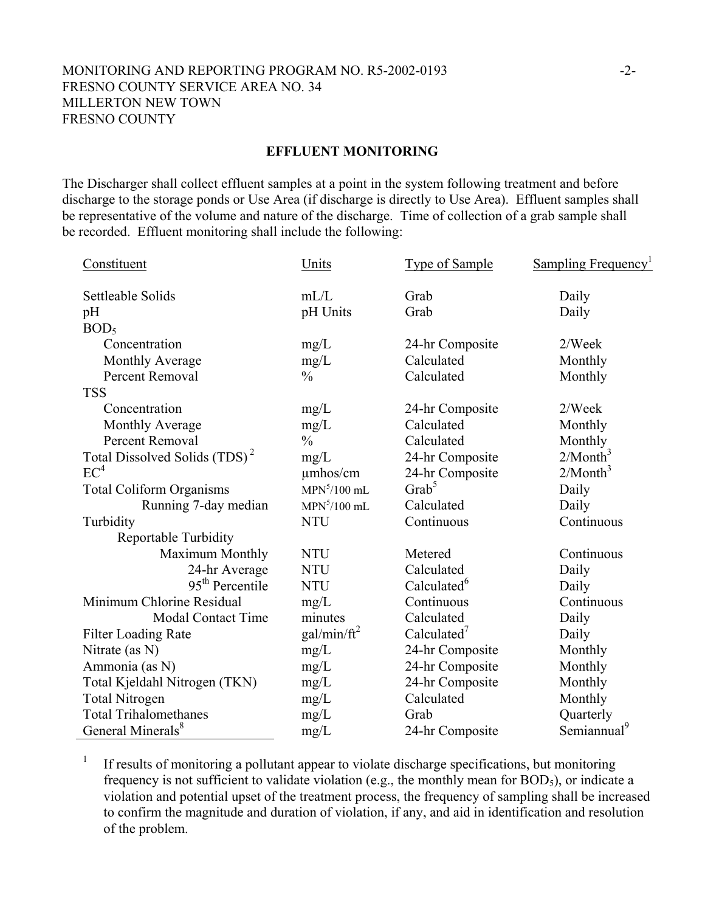## EFFLUENT MONITORING

The Discharger shall collect effluent samples at a point in the system following treatment and before discharge to the storage ponds or Use Area (if discharge is directly to Use Area). Effluent samples shall be representative of the volume and nature of the discharge. Time of collection of a grab sample shall be recorded. Effluent monitoring shall include the following:

| Constituent | Units | Type of Sample | Sampling Frequency[1] |
|---|---|---|---|
| Settleable Solids | mL/L | Grab | Daily |
| pH | pH Units | Grab | Daily |
| $BOD_5$ | | | |
| Concentration | mg/L | 24-hr Composite | 2/Week |
| Monthly Average | mg/L | Calculated | Monthly |
| Percent Removal | % | Calculated | Monthly |
| TSS | | | |
| Concentration | mg/L | 24-hr Composite | 2/Week |
| Monthly Average | mg/L | Calculated | Monthly |
| Percent Removal | % | Calculated | Monthly |
| Total Dissolved Solids (TDS)[2] | mg/L | 24-hr Composite | 2/Month[3] |
| EC[4] | µmhos/cm | 24-hr Composite | 2/Month[3] |
| Total Coliform Organisms | MPN[5]/100 mL | Grab[5] | Daily |
| Running 7-day median | MPN[5]/100 mL | Calculated | Daily |
| Turbidity | NTU | Continuous | Continuous |
| Reportable Turbidity | | | |
| Maximum Monthly | NTU | Metered | Continuous |
| 24-hr Average | NTU | Calculated | Daily |
| $95^{th}$ Percentile | NTU | Calculated[6] | Daily |
| Minimum Chlorine Residual | mg/L | Continuous | Continuous |
| Modal Contact Time | minutes | Calculated | Daily |
| Filter Loading Rate | $gal/min/ft^2$ | Calculated[7] | Daily |
| Nitrate (as N) | mg/L | 24-hr Composite | Monthly |
| Ammonia (as N) | mg/L | 24-hr Composite | Monthly |
| Total Kjeldahl Nitrogen (TKN) | mg/L | 24-hr Composite | Monthly |
| Total Nitrogen | mg/L | Calculated | Monthly |
| Total Trihalomethanes | mg/L | Grab | Quarterly |
| General Minerals[8] | mg/L | 24-hr Composite | Semiannual[9] |

[1] If results of monitoring a pollutant appear to violate discharge specifications, but monitoring frequency is not sufficient to validate violation (e.g., the monthly mean for $BOD_5$), or indicate a violation and potential upset of the treatment process, the frequency of sampling shall be increased to confirm the magnitude and duration of violation, if any, and aid in identification and resolution of the problem.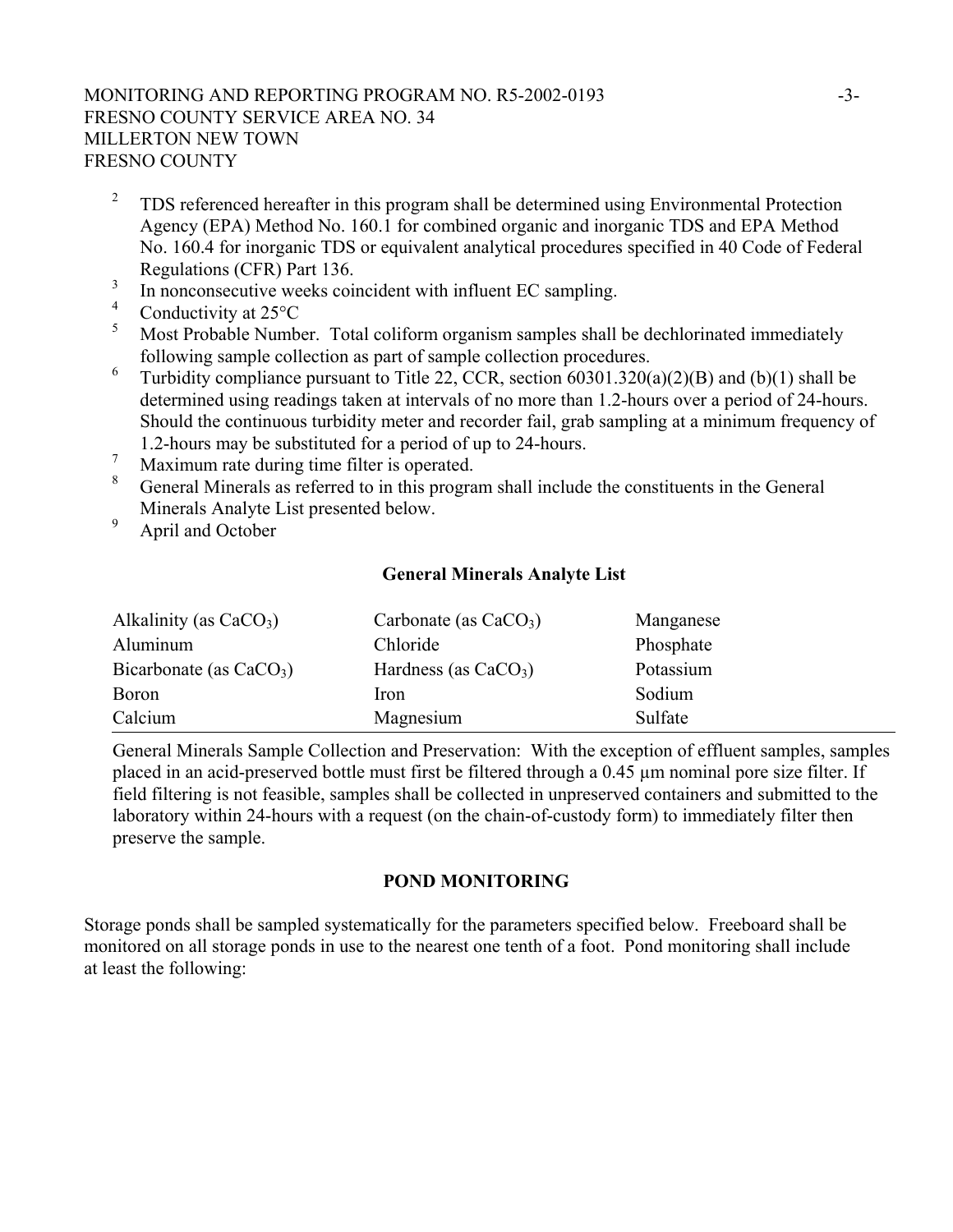[2] TDS referenced hereafter in this program shall be determined using Environmental Protection Agency (EPA) Method No. 160.1 for combined organic and inorganic TDS and EPA Method No. 160.4 for inorganic TDS or equivalent analytical procedures specified in 40 Code of Federal Regulations (CFR) Part 136.

[3] In nonconsecutive weeks coincident with influent EC sampling.

[4] Conductivity at 25°C

[5] Most Probable Number. Total coliform organism samples shall be dechlorinated immediately following sample collection as part of sample collection procedures.

[6] Turbidity compliance pursuant to Title 22, CCR, section 60301.320(a)(2)(B) and (b)(1) shall be determined using readings taken at intervals of no more than 1.2-hours over a period of 24-hours. Should the continuous turbidity meter and recorder fail, grab sampling at a minimum frequency of 1.2-hours may be substituted for a period of up to 24-hours.

[7] Maximum rate during time filter is operated.

[8] General Minerals as referred to in this program shall include the constituents in the General Minerals Analyte List presented below.

[9] April and October

**General Minerals Analyte List**

| | | |
|---|---|---|
| Alkalinity (as $CaCO_3$) | Carbonate (as $CaCO_3$) | Manganese |
| Aluminum | Chloride | Phosphate |
| Bicarbonate (as $CaCO_3$) | Hardness (as $CaCO_3$) | Potassium |
| Boron | Iron | Sodium |
| Calcium | Magnesium | Sulfate |

General Minerals Sample Collection and Preservation: With the exception of effluent samples, samples placed in an acid-preserved bottle must first be filtered through a 0.45 µm nominal pore size filter. If field filtering is not feasible, samples shall be collected in unpreserved containers and submitted to the laboratory within 24-hours with a request (on the chain-of-custody form) to immediately filter then preserve the sample.

## POND MONITORING

Storage ponds shall be sampled systematically for the parameters specified below. Freeboard shall be monitored on all storage ponds in use to the nearest one tenth of a foot. Pond monitoring shall include at least the following: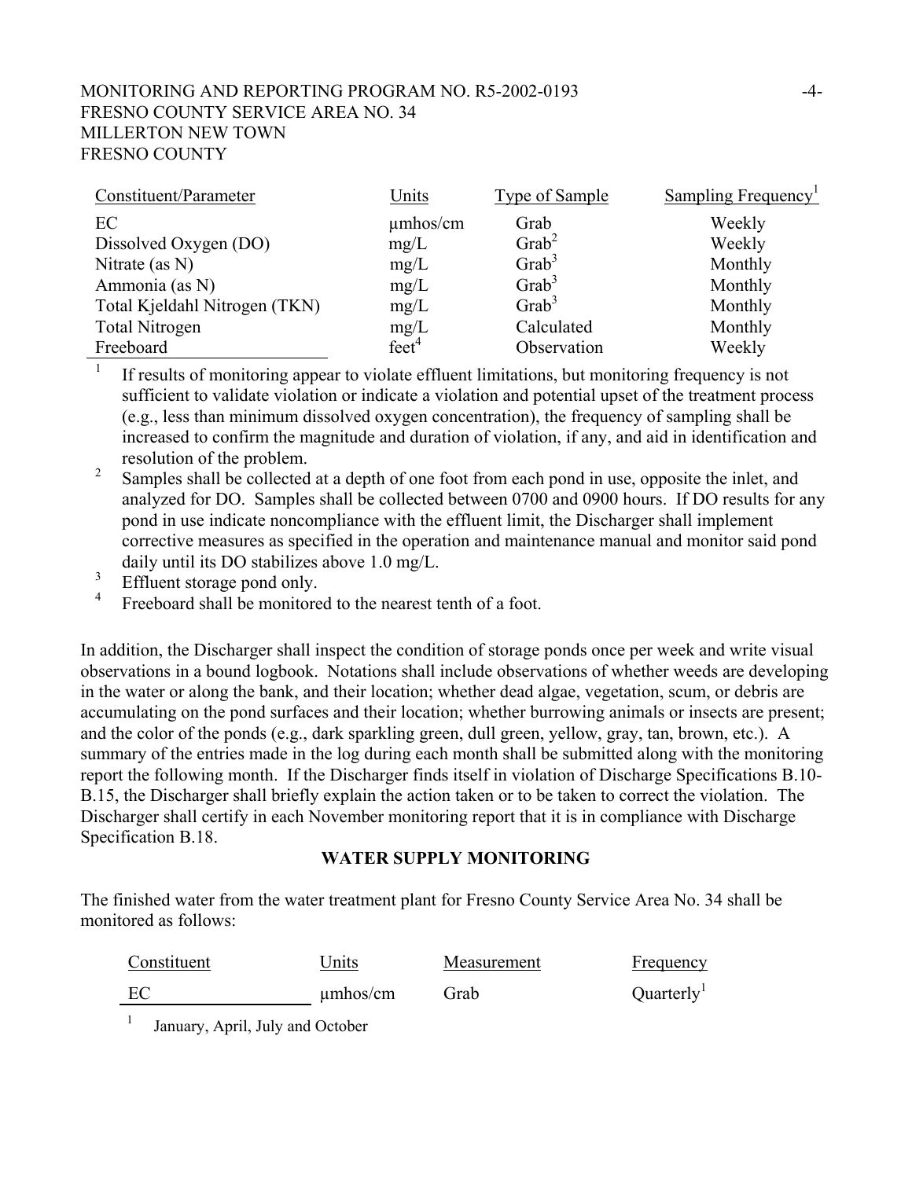| Constituent/Parameter | Units | Type of Sample | Sampling Frequency[1] |
|---|---|---|---|
| EC | µmhos/cm | Grab | Weekly |
| Dissolved Oxygen (DO) | mg/L | Grab[2] | Weekly |
| Nitrate (as N) | mg/L | Grab[3] | Monthly |
| Ammonia (as N) | mg/L | Grab[3] | Monthly |
| Total Kjeldahl Nitrogen (TKN) | mg/L | Grab[3] | Monthly |
| Total Nitrogen | mg/L | Calculated | Monthly |
| Freeboard | feet[4] | Observation | Weekly |

[1] If results of monitoring appear to violate effluent limitations, but monitoring frequency is not sufficient to validate violation or indicate a violation and potential upset of the treatment process (e.g., less than minimum dissolved oxygen concentration), the frequency of sampling shall be increased to confirm the magnitude and duration of violation, if any, and aid in identification and resolution of the problem.

[2] Samples shall be collected at a depth of one foot from each pond in use, opposite the inlet, and analyzed for DO. Samples shall be collected between 0700 and 0900 hours. If DO results for any pond in use indicate noncompliance with the effluent limit, the Discharger shall implement corrective measures as specified in the operation and maintenance manual and monitor said pond daily until its DO stabilizes above 1.0 mg/L.

[3] Effluent storage pond only.

[4] Freeboard shall be monitored to the nearest tenth of a foot.

In addition, the Discharger shall inspect the condition of storage ponds once per week and write visual observations in a bound logbook. Notations shall include observations of whether weeds are developing in the water or along the bank, and their location; whether dead algae, vegetation, scum, or debris are accumulating on the pond surfaces and their location; whether burrowing animals or insects are present; and the color of the ponds (e.g., dark sparkling green, dull green, yellow, gray, tan, brown, etc.). A summary of the entries made in the log during each month shall be submitted along with the monitoring report the following month. If the Discharger finds itself in violation of Discharge Specifications B.10-B.15, the Discharger shall briefly explain the action taken or to be taken to correct the violation. The Discharger shall certify in each November monitoring report that it is in compliance with Discharge Specification B.18.

## WATER SUPPLY MONITORING

The finished water from the water treatment plant for Fresno County Service Area No. 34 shall be monitored as follows:

| Constituent | Units | Measurement | Frequency |
|---|---|---|---|
| EC | µmhos/cm | Grab | Quarterly[1] |

[1] January, April, July and October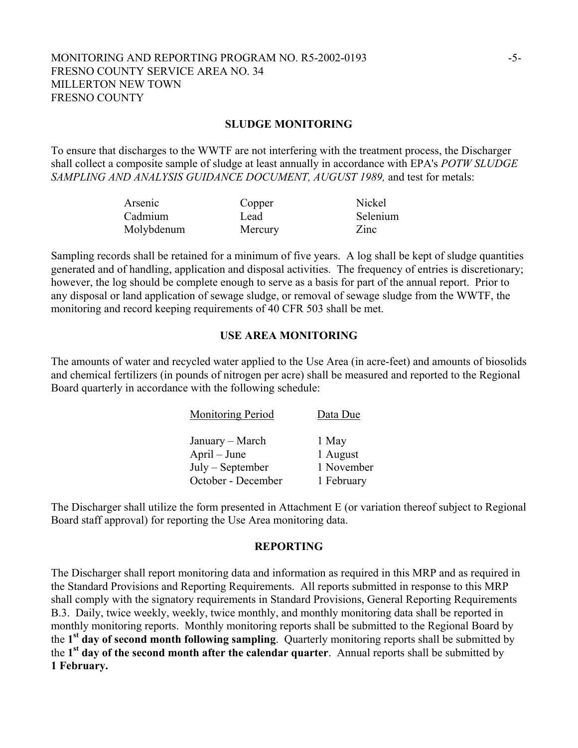## SLUDGE MONITORING

To ensure that discharges to the WWTF are not interfering with the treatment process, the Discharger shall collect a composite sample of sludge at least annually in accordance with EPA's *POTW SLUDGE SAMPLING AND ANALYSIS GUIDANCE DOCUMENT, AUGUST 1989,* and test for metals:

| | | |
|---|---|---|
| Arsenic | Copper | Nickel |
| Cadmium | Lead | Selenium |
| Molybdenum | Mercury | Zinc |

Sampling records shall be retained for a minimum of five years. A log shall be kept of sludge quantities generated and of handling, application and disposal activities. The frequency of entries is discretionary; however, the log should be complete enough to serve as a basis for part of the annual report. Prior to any disposal or land application of sewage sludge, or removal of sewage sludge from the WWTF, the monitoring and record keeping requirements of 40 CFR 503 shall be met.

## USE AREA MONITORING

The amounts of water and recycled water applied to the Use Area (in acre-feet) and amounts of biosolids and chemical fertilizers (in pounds of nitrogen per acre) shall be measured and reported to the Regional Board quarterly in accordance with the following schedule:

| Monitoring Period | Data Due |
|---|---|
| January – March | 1 May |
| April – June | 1 August |
| July – September | 1 November |
| October - December | 1 February |

The Discharger shall utilize the form presented in Attachment E (or variation thereof subject to Regional Board staff approval) for reporting the Use Area monitoring data.

## REPORTING

The Discharger shall report monitoring data and information as required in this MRP and as required in the Standard Provisions and Reporting Requirements. All reports submitted in response to this MRP shall comply with the signatory requirements in Standard Provisions, General Reporting Requirements B.3. Daily, twice weekly, weekly, twice monthly, and monthly monitoring data shall be reported in monthly monitoring reports. Monthly monitoring reports shall be submitted to the Regional Board by the **1st day of second month following sampling**. Quarterly monitoring reports shall be submitted by the **1st day of the second month after the calendar quarter**. Annual reports shall be submitted by **1 February.**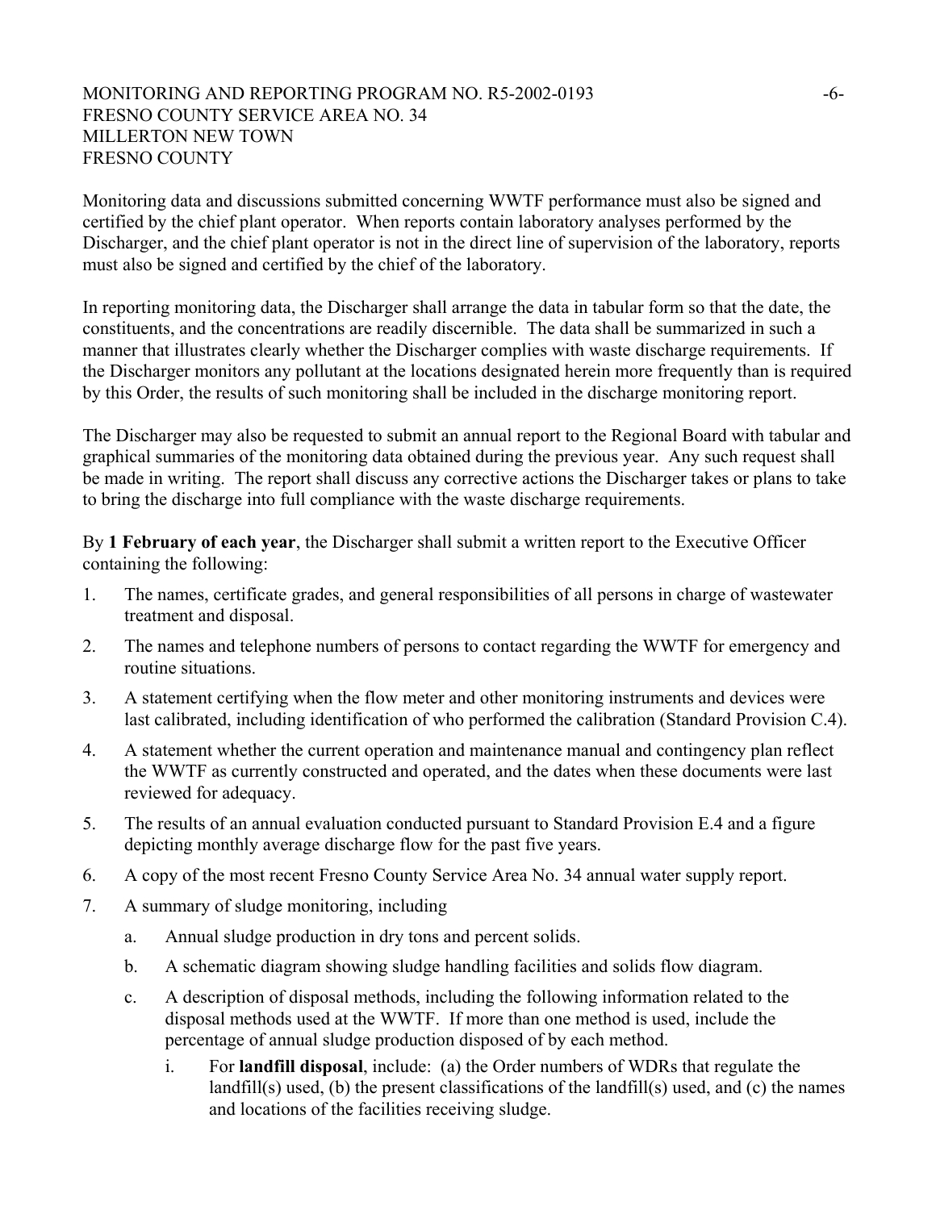Monitoring data and discussions submitted concerning WWTF performance must also be signed and certified by the chief plant operator. When reports contain laboratory analyses performed by the Discharger, and the chief plant operator is not in the direct line of supervision of the laboratory, reports must also be signed and certified by the chief of the laboratory.

In reporting monitoring data, the Discharger shall arrange the data in tabular form so that the date, the constituents, and the concentrations are readily discernible. The data shall be summarized in such a manner that illustrates clearly whether the Discharger complies with waste discharge requirements. If the Discharger monitors any pollutant at the locations designated herein more frequently than is required by this Order, the results of such monitoring shall be included in the discharge monitoring report.

The Discharger may also be requested to submit an annual report to the Regional Board with tabular and graphical summaries of the monitoring data obtained during the previous year. Any such request shall be made in writing. The report shall discuss any corrective actions the Discharger takes or plans to take to bring the discharge into full compliance with the waste discharge requirements.

By **1 February of each year**, the Discharger shall submit a written report to the Executive Officer containing the following:

1. The names, certificate grades, and general responsibilities of all persons in charge of wastewater treatment and disposal.
2. The names and telephone numbers of persons to contact regarding the WWTF for emergency and routine situations.
3. A statement certifying when the flow meter and other monitoring instruments and devices were last calibrated, including identification of who performed the calibration (Standard Provision C.4).
4. A statement whether the current operation and maintenance manual and contingency plan reflect the WWTF as currently constructed and operated, and the dates when these documents were last reviewed for adequacy.
5. The results of an annual evaluation conducted pursuant to Standard Provision E.4 and a figure depicting monthly average discharge flow for the past five years.
6. A copy of the most recent Fresno County Service Area No. 34 annual water supply report.
7. A summary of sludge monitoring, including
   a. Annual sludge production in dry tons and percent solids.
   b. A schematic diagram showing sludge handling facilities and solids flow diagram.
   c. A description of disposal methods, including the following information related to the disposal methods used at the WWTF. If more than one method is used, include the percentage of annual sludge production disposed of by each method.
      i. For **landfill disposal**, include: (a) the Order numbers of WDRs that regulate the landfill(s) used, (b) the present classifications of the landfill(s) used, and (c) the names and locations of the facilities receiving sludge.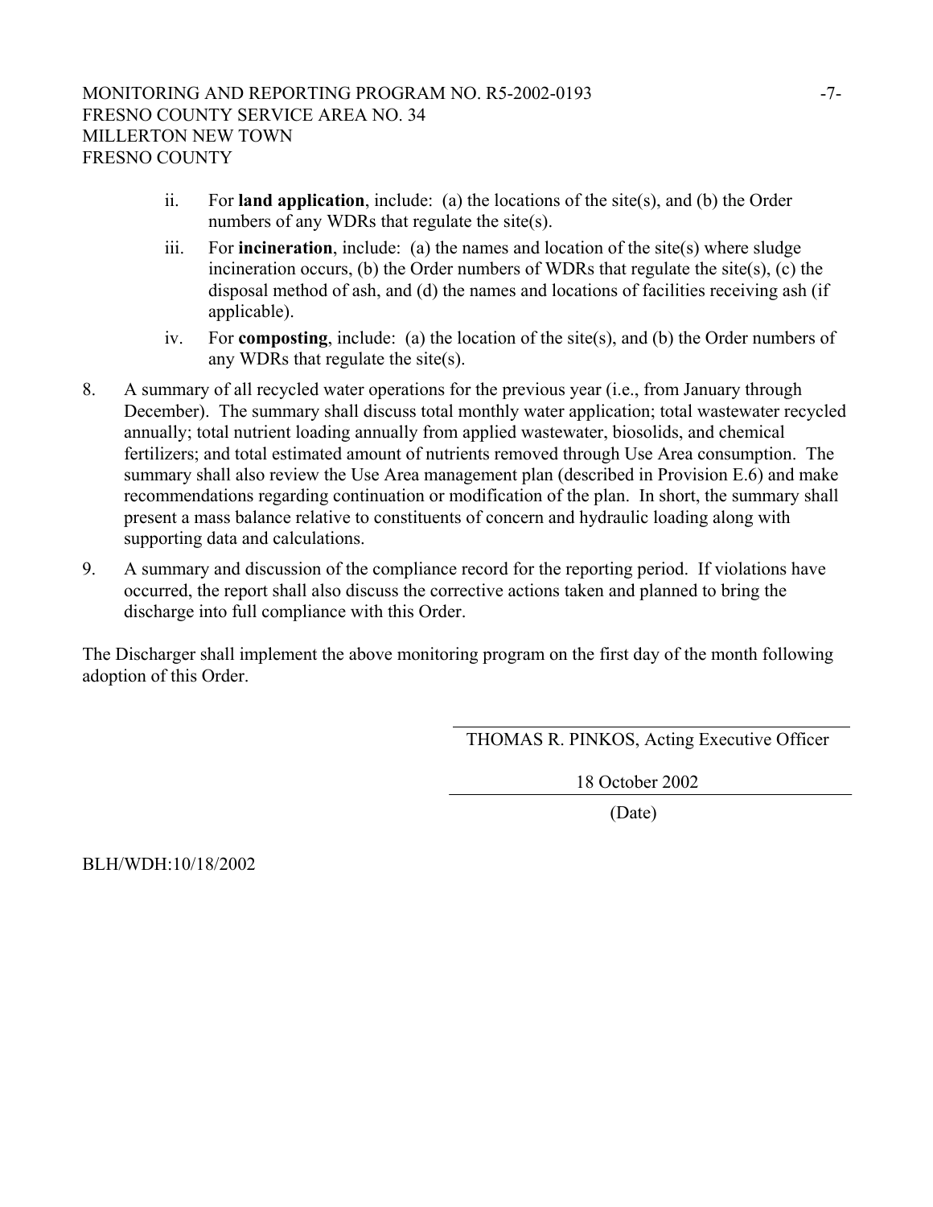ii. For **land application**, include: (a) the locations of the site(s), and (b) the Order numbers of any WDRs that regulate the site(s).

iii. For **incineration**, include: (a) the names and location of the site(s) where sludge incineration occurs, (b) the Order numbers of WDRs that regulate the site(s), (c) the disposal method of ash, and (d) the names and locations of facilities receiving ash (if applicable).

iv. For **composting**, include: (a) the location of the site(s), and (b) the Order numbers of any WDRs that regulate the site(s).

8. A summary of all recycled water operations for the previous year (i.e., from January through December). The summary shall discuss total monthly water application; total wastewater recycled annually; total nutrient loading annually from applied wastewater, biosolids, and chemical fertilizers; and total estimated amount of nutrients removed through Use Area consumption. The summary shall also review the Use Area management plan (described in Provision E.6) and make recommendations regarding continuation or modification of the plan. In short, the summary shall present a mass balance relative to constituents of concern and hydraulic loading along with supporting data and calculations.

9. A summary and discussion of the compliance record for the reporting period. If violations have occurred, the report shall also discuss the corrective actions taken and planned to bring the discharge into full compliance with this Order.

The Discharger shall implement the above monitoring program on the first day of the month following adoption of this Order.

THOMAS R. PINKOS, Acting Executive Officer

18 October 2002

(Date)

BLH/WDH:10/18/2002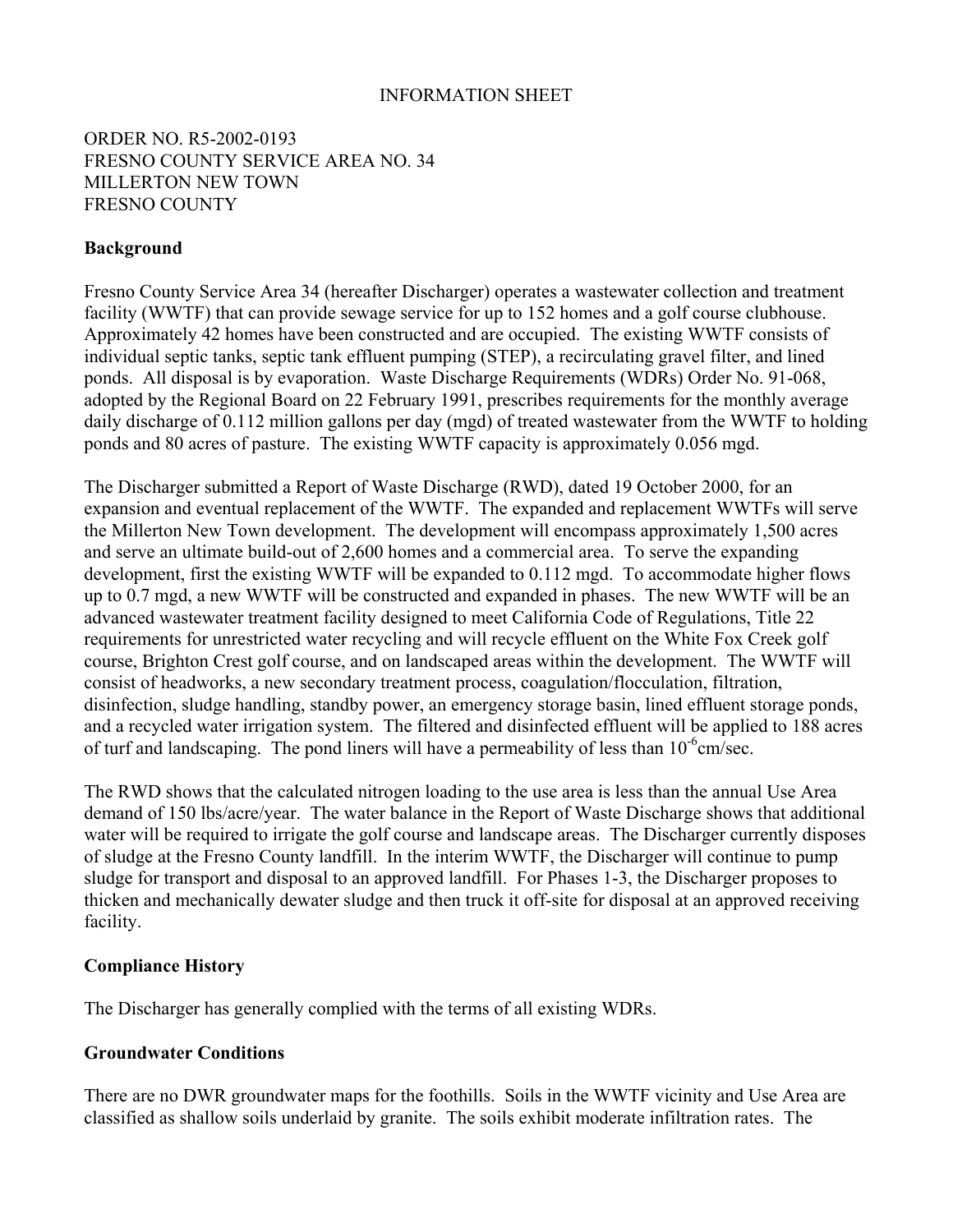INFORMATION SHEET

ORDER NO. R5-2002-0193
FRESNO COUNTY SERVICE AREA NO. 34
MILLERTON NEW TOWN
FRESNO COUNTY

**Background**

Fresno County Service Area 34 (hereafter Discharger) operates a wastewater collection and treatment facility (WWTF) that can provide sewage service for up to 152 homes and a golf course clubhouse. Approximately 42 homes have been constructed and are occupied. The existing WWTF consists of individual septic tanks, septic tank effluent pumping (STEP), a recirculating gravel filter, and lined ponds. All disposal is by evaporation. Waste Discharge Requirements (WDRs) Order No. 91-068, adopted by the Regional Board on 22 February 1991, prescribes requirements for the monthly average daily discharge of 0.112 million gallons per day (mgd) of treated wastewater from the WWTF to holding ponds and 80 acres of pasture. The existing WWTF capacity is approximately 0.056 mgd.

The Discharger submitted a Report of Waste Discharge (RWD), dated 19 October 2000, for an expansion and eventual replacement of the WWTF. The expanded and replacement WWTFs will serve the Millerton New Town development. The development will encompass approximately 1,500 acres and serve an ultimate build-out of 2,600 homes and a commercial area. To serve the expanding development, first the existing WWTF will be expanded to 0.112 mgd. To accommodate higher flows up to 0.7 mgd, a new WWTF will be constructed and expanded in phases. The new WWTF will be an advanced wastewater treatment facility designed to meet California Code of Regulations, Title 22 requirements for unrestricted water recycling and will recycle effluent on the White Fox Creek golf course, Brighton Crest golf course, and on landscaped areas within the development. The WWTF will consist of headworks, a new secondary treatment process, coagulation/flocculation, filtration, disinfection, sludge handling, standby power, an emergency storage basin, lined effluent storage ponds, and a recycled water irrigation system. The filtered and disinfected effluent will be applied to 188 acres of turf and landscaping. The pond liners will have a permeability of less than $10^{-6}$cm/sec.

The RWD shows that the calculated nitrogen loading to the use area is less than the annual Use Area demand of 150 lbs/acre/year. The water balance in the Report of Waste Discharge shows that additional water will be required to irrigate the golf course and landscape areas. The Discharger currently disposes of sludge at the Fresno County landfill. In the interim WWTF, the Discharger will continue to pump sludge for transport and disposal to an approved landfill. For Phases 1-3, the Discharger proposes to thicken and mechanically dewater sludge and then truck it off-site for disposal at an approved receiving facility.

**Compliance History**

The Discharger has generally complied with the terms of all existing WDRs.

**Groundwater Conditions**

There are no DWR groundwater maps for the foothills. Soils in the WWTF vicinity and Use Area are classified as shallow soils underlaid by granite. The soils exhibit moderate infiltration rates. The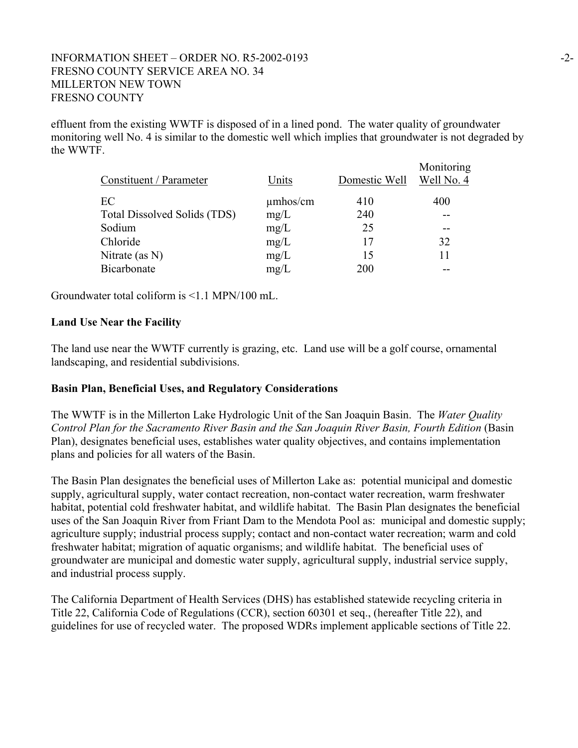effluent from the existing WWTF is disposed of in a lined pond. The water quality of groundwater monitoring well No. 4 is similar to the domestic well which implies that groundwater is not degraded by the WWTF.

| Constituent / Parameter | Units | Domestic Well | Monitoring Well No. 4 |
|---|---|---|---|
| EC | μmhos/cm | 410 | 400 |
| Total Dissolved Solids (TDS) | mg/L | 240 | -- |
| Sodium | mg/L | 25 | -- |
| Chloride | mg/L | 17 | 32 |
| Nitrate (as N) | mg/L | 15 | 11 |
| Bicarbonate | mg/L | 200 | -- |

Groundwater total coliform is <1.1 MPN/100 mL.

**Land Use Near the Facility**

The land use near the WWTF currently is grazing, etc. Land use will be a golf course, ornamental landscaping, and residential subdivisions.

**Basin Plan, Beneficial Uses, and Regulatory Considerations**

The WWTF is in the Millerton Lake Hydrologic Unit of the San Joaquin Basin. The *Water Quality Control Plan for the Sacramento River Basin and the San Joaquin River Basin, Fourth Edition* (Basin Plan), designates beneficial uses, establishes water quality objectives, and contains implementation plans and policies for all waters of the Basin.

The Basin Plan designates the beneficial uses of Millerton Lake as: potential municipal and domestic supply, agricultural supply, water contact recreation, non-contact water recreation, warm freshwater habitat, potential cold freshwater habitat, and wildlife habitat. The Basin Plan designates the beneficial uses of the San Joaquin River from Friant Dam to the Mendota Pool as: municipal and domestic supply; agriculture supply; industrial process supply; contact and non-contact water recreation; warm and cold freshwater habitat; migration of aquatic organisms; and wildlife habitat. The beneficial uses of groundwater are municipal and domestic water supply, agricultural supply, industrial service supply, and industrial process supply.

The California Department of Health Services (DHS) has established statewide recycling criteria in Title 22, California Code of Regulations (CCR), section 60301 et seq., (hereafter Title 22), and guidelines for use of recycled water. The proposed WDRs implement applicable sections of Title 22.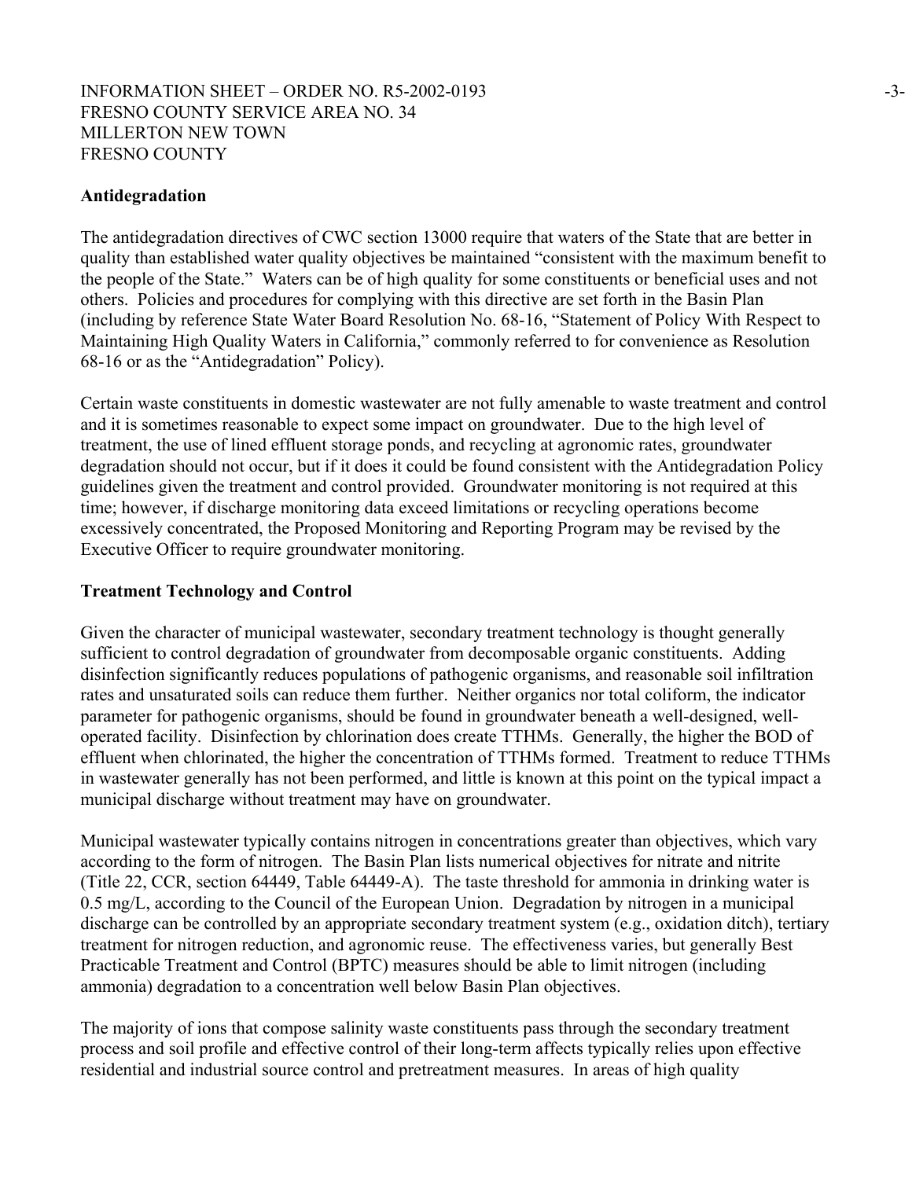**Antidegradation**

The antidegradation directives of CWC section 13000 require that waters of the State that are better in quality than established water quality objectives be maintained "consistent with the maximum benefit to the people of the State." Waters can be of high quality for some constituents or beneficial uses and not others. Policies and procedures for complying with this directive are set forth in the Basin Plan (including by reference State Water Board Resolution No. 68-16, "Statement of Policy With Respect to Maintaining High Quality Waters in California," commonly referred to for convenience as Resolution 68-16 or as the "Antidegradation" Policy).

Certain waste constituents in domestic wastewater are not fully amenable to waste treatment and control and it is sometimes reasonable to expect some impact on groundwater. Due to the high level of treatment, the use of lined effluent storage ponds, and recycling at agronomic rates, groundwater degradation should not occur, but if it does it could be found consistent with the Antidegradation Policy guidelines given the treatment and control provided. Groundwater monitoring is not required at this time; however, if discharge monitoring data exceed limitations or recycling operations become excessively concentrated, the Proposed Monitoring and Reporting Program may be revised by the Executive Officer to require groundwater monitoring.

**Treatment Technology and Control**

Given the character of municipal wastewater, secondary treatment technology is thought generally sufficient to control degradation of groundwater from decomposable organic constituents. Adding disinfection significantly reduces populations of pathogenic organisms, and reasonable soil infiltration rates and unsaturated soils can reduce them further. Neither organics nor total coliform, the indicator parameter for pathogenic organisms, should be found in groundwater beneath a well-designed, well-operated facility. Disinfection by chlorination does create TTHMs. Generally, the higher the BOD of effluent when chlorinated, the higher the concentration of TTHMs formed. Treatment to reduce TTHMs in wastewater generally has not been performed, and little is known at this point on the typical impact a municipal discharge without treatment may have on groundwater.

Municipal wastewater typically contains nitrogen in concentrations greater than objectives, which vary according to the form of nitrogen. The Basin Plan lists numerical objectives for nitrate and nitrite (Title 22, CCR, section 64449, Table 64449-A). The taste threshold for ammonia in drinking water is 0.5 mg/L, according to the Council of the European Union. Degradation by nitrogen in a municipal discharge can be controlled by an appropriate secondary treatment system (e.g., oxidation ditch), tertiary treatment for nitrogen reduction, and agronomic reuse. The effectiveness varies, but generally Best Practicable Treatment and Control (BPTC) measures should be able to limit nitrogen (including ammonia) degradation to a concentration well below Basin Plan objectives.

The majority of ions that compose salinity waste constituents pass through the secondary treatment process and soil profile and effective control of their long-term affects typically relies upon effective residential and industrial source control and pretreatment measures. In areas of high quality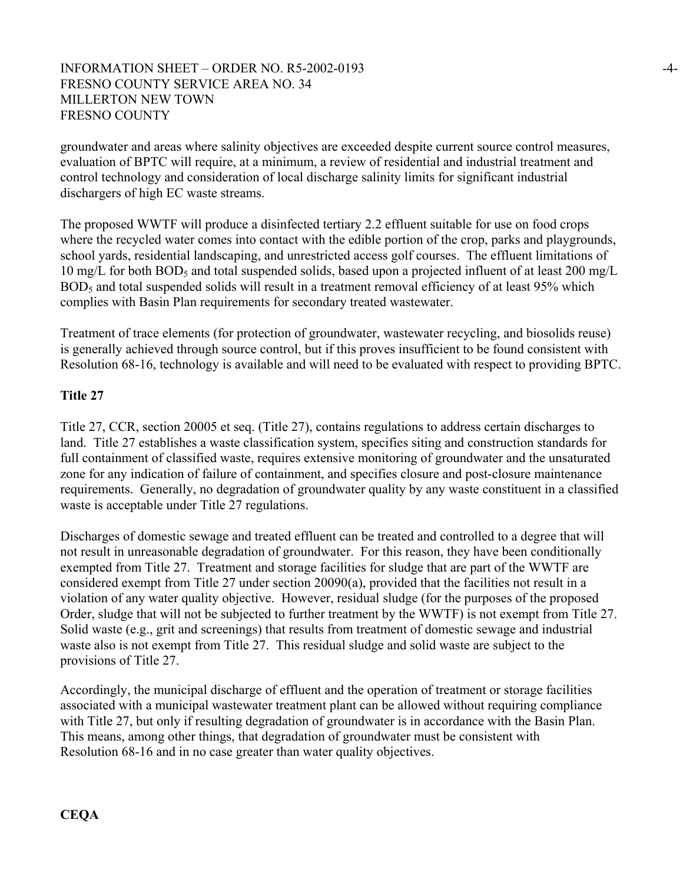groundwater and areas where salinity objectives are exceeded despite current source control measures, evaluation of BPTC will require, at a minimum, a review of residential and industrial treatment and control technology and consideration of local discharge salinity limits for significant industrial dischargers of high EC waste streams.

The proposed WWTF will produce a disinfected tertiary 2.2 effluent suitable for use on food crops where the recycled water comes into contact with the edible portion of the crop, parks and playgrounds, school yards, residential landscaping, and unrestricted access golf courses. The effluent limitations of 10 mg/L for both $BOD_5$ and total suspended solids, based upon a projected influent of at least 200 mg/L $BOD_5$ and total suspended solids will result in a treatment removal efficiency of at least 95% which complies with Basin Plan requirements for secondary treated wastewater.

Treatment of trace elements (for protection of groundwater, wastewater recycling, and biosolids reuse) is generally achieved through source control, but if this proves insufficient to be found consistent with Resolution 68-16, technology is available and will need to be evaluated with respect to providing BPTC.

**Title 27**

Title 27, CCR, section 20005 et seq. (Title 27), contains regulations to address certain discharges to land. Title 27 establishes a waste classification system, specifies siting and construction standards for full containment of classified waste, requires extensive monitoring of groundwater and the unsaturated zone for any indication of failure of containment, and specifies closure and post-closure maintenance requirements. Generally, no degradation of groundwater quality by any waste constituent in a classified waste is acceptable under Title 27 regulations.

Discharges of domestic sewage and treated effluent can be treated and controlled to a degree that will not result in unreasonable degradation of groundwater. For this reason, they have been conditionally exempted from Title 27. Treatment and storage facilities for sludge that are part of the WWTF are considered exempt from Title 27 under section 20090(a), provided that the facilities not result in a violation of any water quality objective. However, residual sludge (for the purposes of the proposed Order, sludge that will not be subjected to further treatment by the WWTF) is not exempt from Title 27. Solid waste (e.g., grit and screenings) that results from treatment of domestic sewage and industrial waste also is not exempt from Title 27. This residual sludge and solid waste are subject to the provisions of Title 27.

Accordingly, the municipal discharge of effluent and the operation of treatment or storage facilities associated with a municipal wastewater treatment plant can be allowed without requiring compliance with Title 27, but only if resulting degradation of groundwater is in accordance with the Basin Plan. This means, among other things, that degradation of groundwater must be consistent with Resolution 68-16 and in no case greater than water quality objectives.

**CEQA**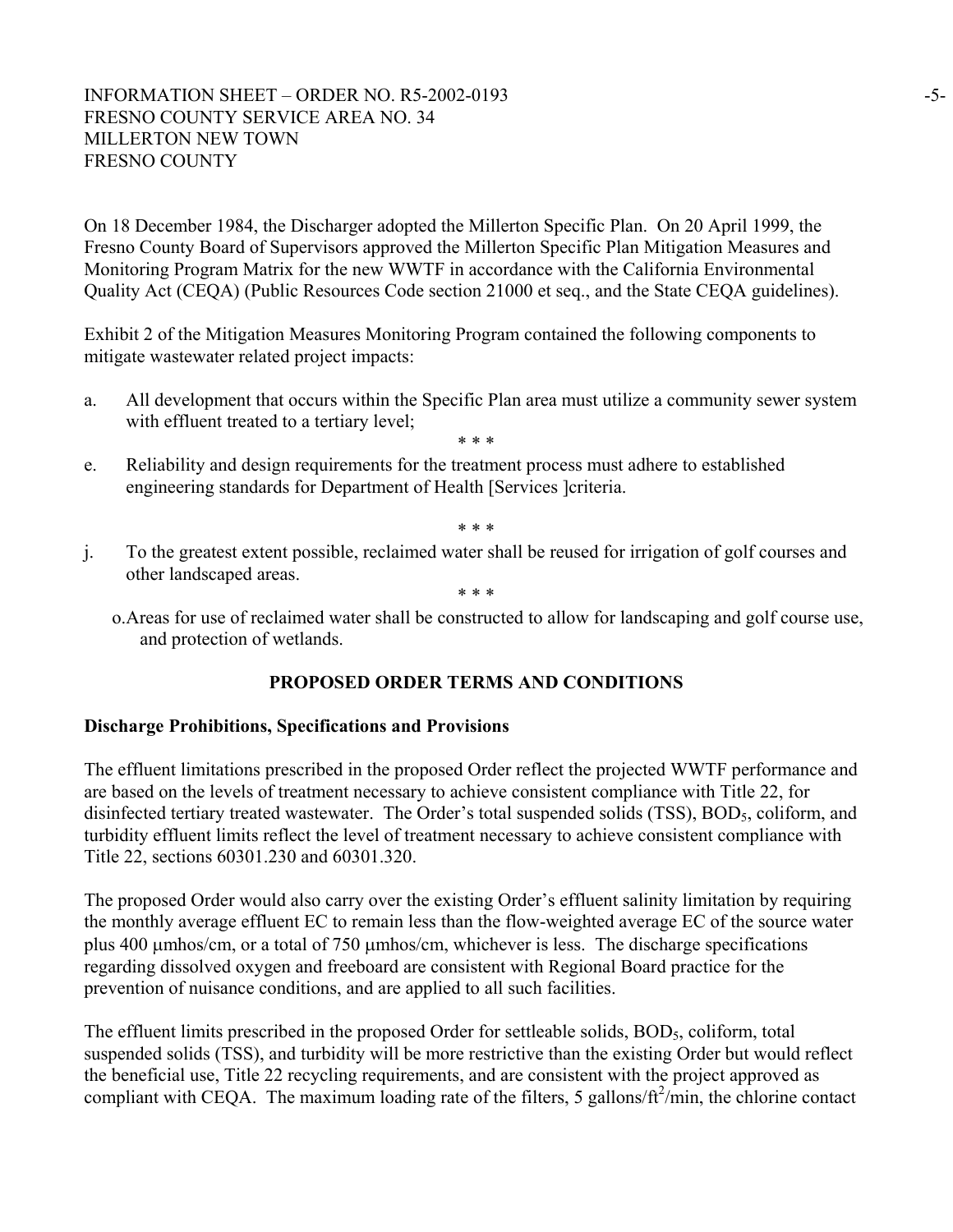On 18 December 1984, the Discharger adopted the Millerton Specific Plan. On 20 April 1999, the Fresno County Board of Supervisors approved the Millerton Specific Plan Mitigation Measures and Monitoring Program Matrix for the new WWTF in accordance with the California Environmental Quality Act (CEQA) (Public Resources Code section 21000 et seq., and the State CEQA guidelines).

Exhibit 2 of the Mitigation Measures Monitoring Program contained the following components to mitigate wastewater related project impacts:

a. All development that occurs within the Specific Plan area must utilize a community sewer system with effluent treated to a tertiary level;

\* \* \*

e. Reliability and design requirements for the treatment process must adhere to established engineering standards for Department of Health [Services ]criteria.

\* \* \*

j. To the greatest extent possible, reclaimed water shall be reused for irrigation of golf courses and other landscaped areas.

\* \* \*

o. Areas for use of reclaimed water shall be constructed to allow for landscaping and golf course use, and protection of wetlands.

## PROPOSED ORDER TERMS AND CONDITIONS

### Discharge Prohibitions, Specifications and Provisions

The effluent limitations prescribed in the proposed Order reflect the projected WWTF performance and are based on the levels of treatment necessary to achieve consistent compliance with Title 22, for disinfected tertiary treated wastewater. The Order's total suspended solids (TSS), $BOD_5$, coliform, and turbidity effluent limits reflect the level of treatment necessary to achieve consistent compliance with Title 22, sections 60301.230 and 60301.320.

The proposed Order would also carry over the existing Order's effluent salinity limitation by requiring the monthly average effluent EC to remain less than the flow-weighted average EC of the source water plus 400 μmhos/cm, or a total of 750 μmhos/cm, whichever is less. The discharge specifications regarding dissolved oxygen and freeboard are consistent with Regional Board practice for the prevention of nuisance conditions, and are applied to all such facilities.

The effluent limits prescribed in the proposed Order for settleable solids, $BOD_5$, coliform, total suspended solids (TSS), and turbidity will be more restrictive than the existing Order but would reflect the beneficial use, Title 22 recycling requirements, and are consistent with the project approved as compliant with CEQA. The maximum loading rate of the filters, 5 gallons/$ft^2$/min, the chlorine contact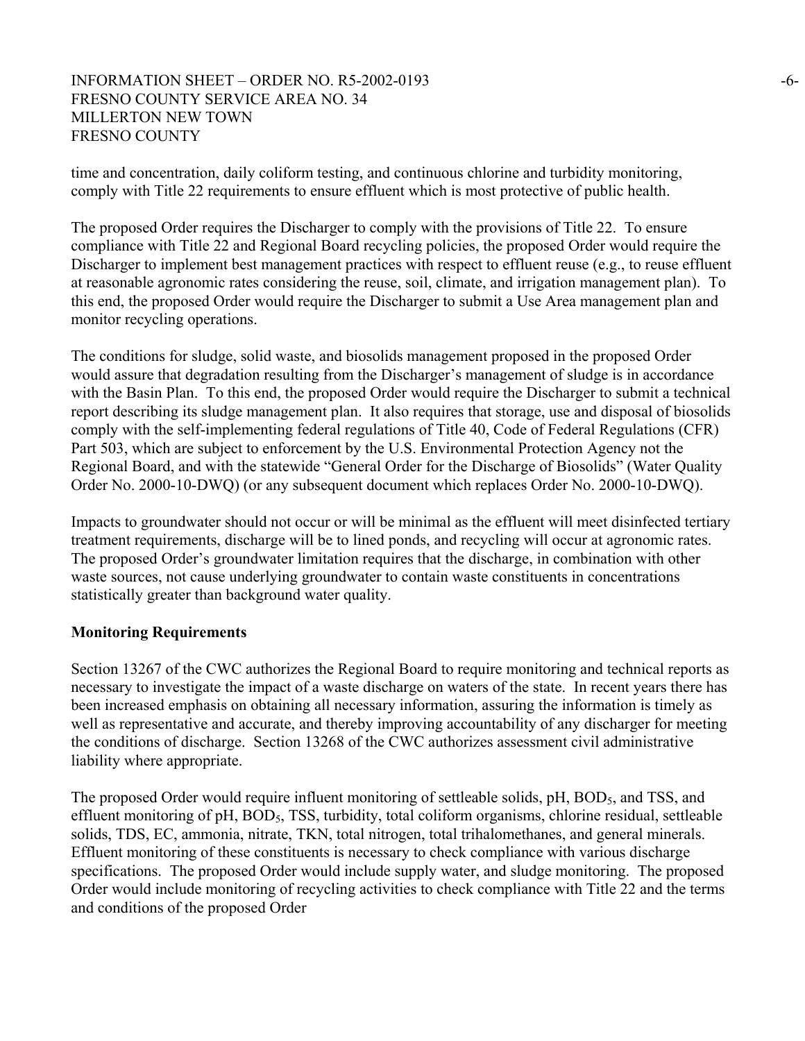time and concentration, daily coliform testing, and continuous chlorine and turbidity monitoring, comply with Title 22 requirements to ensure effluent which is most protective of public health.

The proposed Order requires the Discharger to comply with the provisions of Title 22. To ensure compliance with Title 22 and Regional Board recycling policies, the proposed Order would require the Discharger to implement best management practices with respect to effluent reuse (e.g., to reuse effluent at reasonable agronomic rates considering the reuse, soil, climate, and irrigation management plan). To this end, the proposed Order would require the Discharger to submit a Use Area management plan and monitor recycling operations.

The conditions for sludge, solid waste, and biosolids management proposed in the proposed Order would assure that degradation resulting from the Discharger's management of sludge is in accordance with the Basin Plan. To this end, the proposed Order would require the Discharger to submit a technical report describing its sludge management plan. It also requires that storage, use and disposal of biosolids comply with the self-implementing federal regulations of Title 40, Code of Federal Regulations (CFR) Part 503, which are subject to enforcement by the U.S. Environmental Protection Agency not the Regional Board, and with the statewide "General Order for the Discharge of Biosolids" (Water Quality Order No. 2000-10-DWQ) (or any subsequent document which replaces Order No. 2000-10-DWQ).

Impacts to groundwater should not occur or will be minimal as the effluent will meet disinfected tertiary treatment requirements, discharge will be to lined ponds, and recycling will occur at agronomic rates. The proposed Order's groundwater limitation requires that the discharge, in combination with other waste sources, not cause underlying groundwater to contain waste constituents in concentrations statistically greater than background water quality.

**Monitoring Requirements**

Section 13267 of the CWC authorizes the Regional Board to require monitoring and technical reports as necessary to investigate the impact of a waste discharge on waters of the state. In recent years there has been increased emphasis on obtaining all necessary information, assuring the information is timely as well as representative and accurate, and thereby improving accountability of any discharger for meeting the conditions of discharge. Section 13268 of the CWC authorizes assessment civil administrative liability where appropriate.

The proposed Order would require influent monitoring of settleable solids, pH, $BOD_5$, and TSS, and effluent monitoring of pH, $BOD_5$, TSS, turbidity, total coliform organisms, chlorine residual, settleable solids, TDS, EC, ammonia, nitrate, TKN, total nitrogen, total trihalomethanes, and general minerals. Effluent monitoring of these constituents is necessary to check compliance with various discharge specifications. The proposed Order would include supply water, and sludge monitoring. The proposed Order would include monitoring of recycling activities to check compliance with Title 22 and the terms and conditions of the proposed Order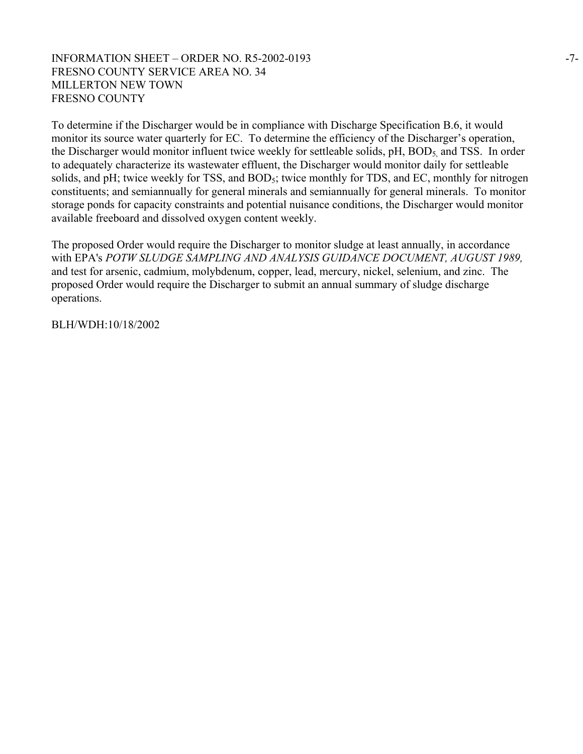To determine if the Discharger would be in compliance with Discharge Specification B.6, it would monitor its source water quarterly for EC. To determine the efficiency of the Discharger's operation, the Discharger would monitor influent twice weekly for settleable solids, pH, $BOD_{5,}$ and TSS. In order to adequately characterize its wastewater effluent, the Discharger would monitor daily for settleable solids, and pH; twice weekly for TSS, and $BOD_5$; twice monthly for TDS, and EC, monthly for nitrogen constituents; and semiannually for general minerals and semiannually for general minerals. To monitor storage ponds for capacity constraints and potential nuisance conditions, the Discharger would monitor available freeboard and dissolved oxygen content weekly.

The proposed Order would require the Discharger to monitor sludge at least annually, in accordance with EPA's *POTW SLUDGE SAMPLING AND ANALYSIS GUIDANCE DOCUMENT, AUGUST 1989,* and test for arsenic, cadmium, molybdenum, copper, lead, mercury, nickel, selenium, and zinc. The proposed Order would require the Discharger to submit an annual summary of sludge discharge operations.

BLH/WDH:10/18/2002